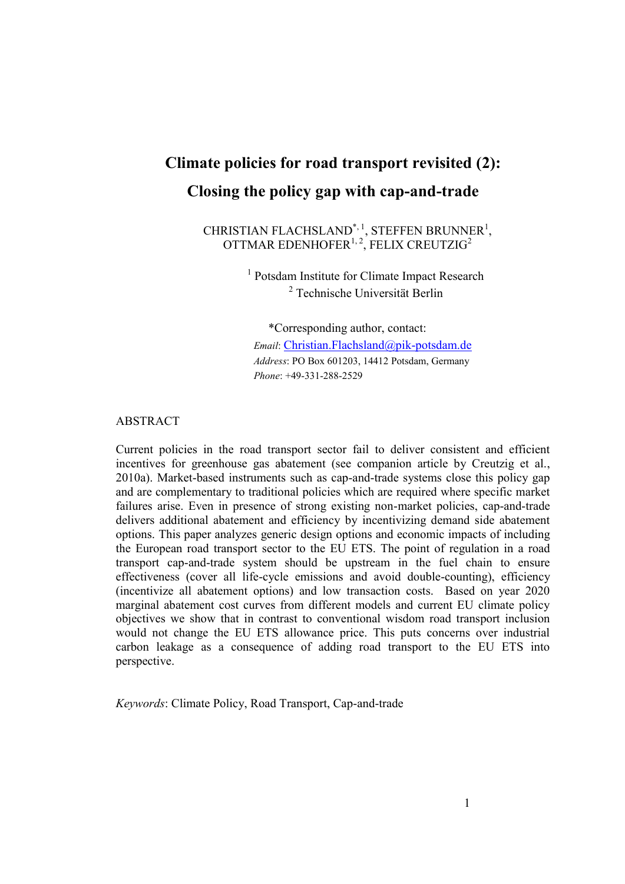# Climate policies for road transport revisited (2): Closing the policy gap with cap-and-trade

CHRISTIAN FLACHSLAND[*, 1], STEFFEN BRUNNER[1], OTTMAR EDENHOFER[1, 2], FELIX CREUTZIG[2]

[1] Potsdam Institute for Climate Impact Research
[2] Technische Universität Berlin

*Corresponding author, contact:
*Email*: Christian.Flachsland@pik-potsdam.de
*Address*: PO Box 601203, 14412 Potsdam, Germany
*Phone*: +49-331-288-2529

## ABSTRACT

Current policies in the road transport sector fail to deliver consistent and efficient incentives for greenhouse gas abatement (see companion article by Creutzig et al., 2010a). Market-based instruments such as cap-and-trade systems close this policy gap and are complementary to traditional policies which are required where specific market failures arise. Even in presence of strong existing non-market policies, cap-and-trade delivers additional abatement and efficiency by incentivizing demand side abatement options. This paper analyzes generic design options and economic impacts of including the European road transport sector to the EU ETS. The point of regulation in a road transport cap-and-trade system should be upstream in the fuel chain to ensure effectiveness (cover all life-cycle emissions and avoid double-counting), efficiency (incentivize all abatement options) and low transaction costs. Based on year 2020 marginal abatement cost curves from different models and current EU climate policy objectives we show that in contrast to conventional wisdom road transport inclusion would not change the EU ETS allowance price. This puts concerns over industrial carbon leakage as a consequence of adding road transport to the EU ETS into perspective.

*Keywords*: Climate Policy, Road Transport, Cap-and-trade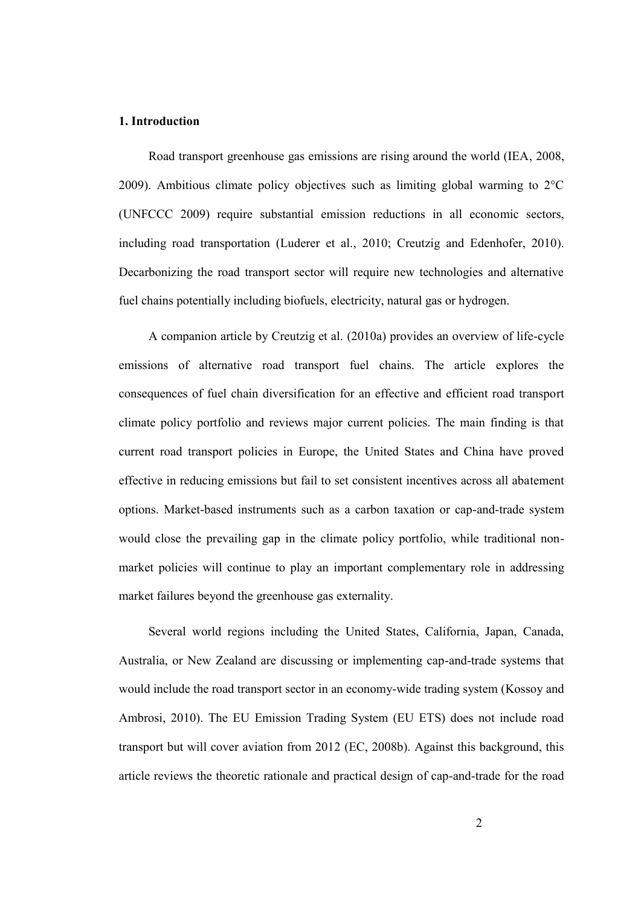## 1. Introduction

Road transport greenhouse gas emissions are rising around the world (IEA, 2008, 2009). Ambitious climate policy objectives such as limiting global warming to 2°C (UNFCCC 2009) require substantial emission reductions in all economic sectors, including road transportation (Luderer et al., 2010; Creutzig and Edenhofer, 2010). Decarbonizing the road transport sector will require new technologies and alternative fuel chains potentially including biofuels, electricity, natural gas or hydrogen.

A companion article by Creutzig et al. (2010a) provides an overview of life-cycle emissions of alternative road transport fuel chains. The article explores the consequences of fuel chain diversification for an effective and efficient road transport climate policy portfolio and reviews major current policies. The main finding is that current road transport policies in Europe, the United States and China have proved effective in reducing emissions but fail to set consistent incentives across all abatement options. Market-based instruments such as a carbon taxation or cap-and-trade system would close the prevailing gap in the climate policy portfolio, while traditional non-market policies will continue to play an important complementary role in addressing market failures beyond the greenhouse gas externality.

Several world regions including the United States, California, Japan, Canada, Australia, or New Zealand are discussing or implementing cap-and-trade systems that would include the road transport sector in an economy-wide trading system (Kossoy and Ambrosi, 2010). The EU Emission Trading System (EU ETS) does not include road transport but will cover aviation from 2012 (EC, 2008b). Against this background, this article reviews the theoretic rationale and practical design of cap-and-trade for the road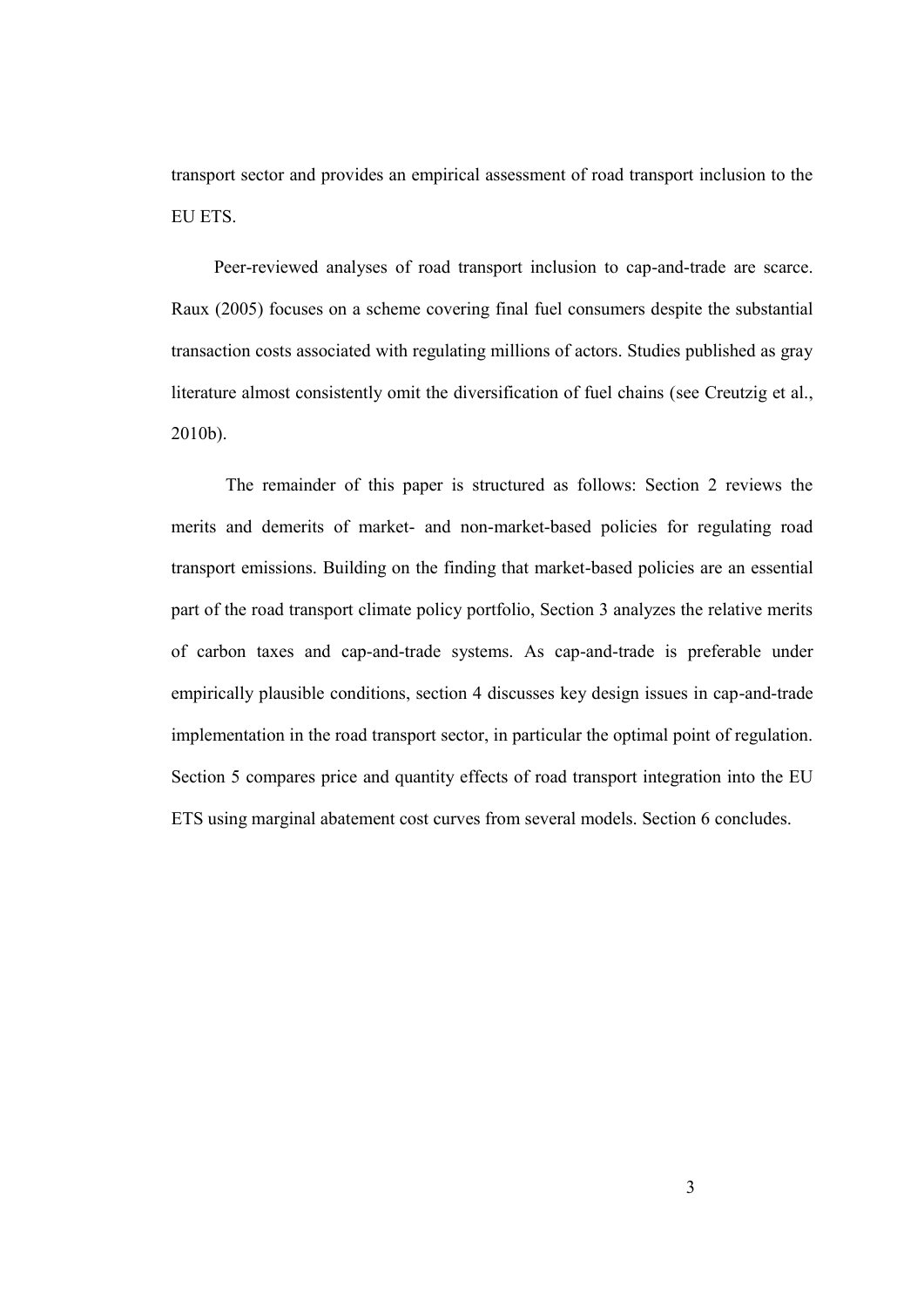transport sector and provides an empirical assessment of road transport inclusion to the EU ETS.

Peer-reviewed analyses of road transport inclusion to cap-and-trade are scarce. Raux (2005) focuses on a scheme covering final fuel consumers despite the substantial transaction costs associated with regulating millions of actors. Studies published as gray literature almost consistently omit the diversification of fuel chains (see Creutzig et al., 2010b).

The remainder of this paper is structured as follows: Section 2 reviews the merits and demerits of market- and non-market-based policies for regulating road transport emissions. Building on the finding that market-based policies are an essential part of the road transport climate policy portfolio, Section 3 analyzes the relative merits of carbon taxes and cap-and-trade systems. As cap-and-trade is preferable under empirically plausible conditions, section 4 discusses key design issues in cap-and-trade implementation in the road transport sector, in particular the optimal point of regulation. Section 5 compares price and quantity effects of road transport integration into the EU ETS using marginal abatement cost curves from several models. Section 6 concludes.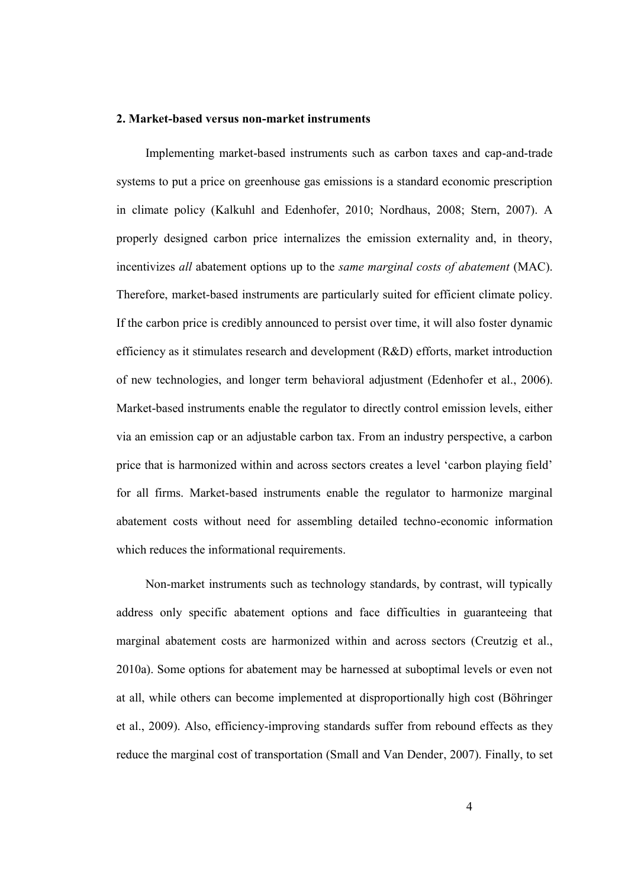## 2. Market-based versus non-market instruments

Implementing market-based instruments such as carbon taxes and cap-and-trade systems to put a price on greenhouse gas emissions is a standard economic prescription in climate policy (Kalkuhl and Edenhofer, 2010; Nordhaus, 2008; Stern, 2007). A properly designed carbon price internalizes the emission externality and, in theory, incentivizes *all* abatement options up to the *same marginal costs of abatement* (MAC). Therefore, market-based instruments are particularly suited for efficient climate policy. If the carbon price is credibly announced to persist over time, it will also foster dynamic efficiency as it stimulates research and development (R&D) efforts, market introduction of new technologies, and longer term behavioral adjustment (Edenhofer et al., 2006). Market-based instruments enable the regulator to directly control emission levels, either via an emission cap or an adjustable carbon tax. From an industry perspective, a carbon price that is harmonized within and across sectors creates a level 'carbon playing field' for all firms. Market-based instruments enable the regulator to harmonize marginal abatement costs without need for assembling detailed techno-economic information which reduces the informational requirements.

Non-market instruments such as technology standards, by contrast, will typically address only specific abatement options and face difficulties in guaranteeing that marginal abatement costs are harmonized within and across sectors (Creutzig et al., 2010a). Some options for abatement may be harnessed at suboptimal levels or even not at all, while others can become implemented at disproportionally high cost (Böhringer et al., 2009). Also, efficiency-improving standards suffer from rebound effects as they reduce the marginal cost of transportation (Small and Van Dender, 2007). Finally, to set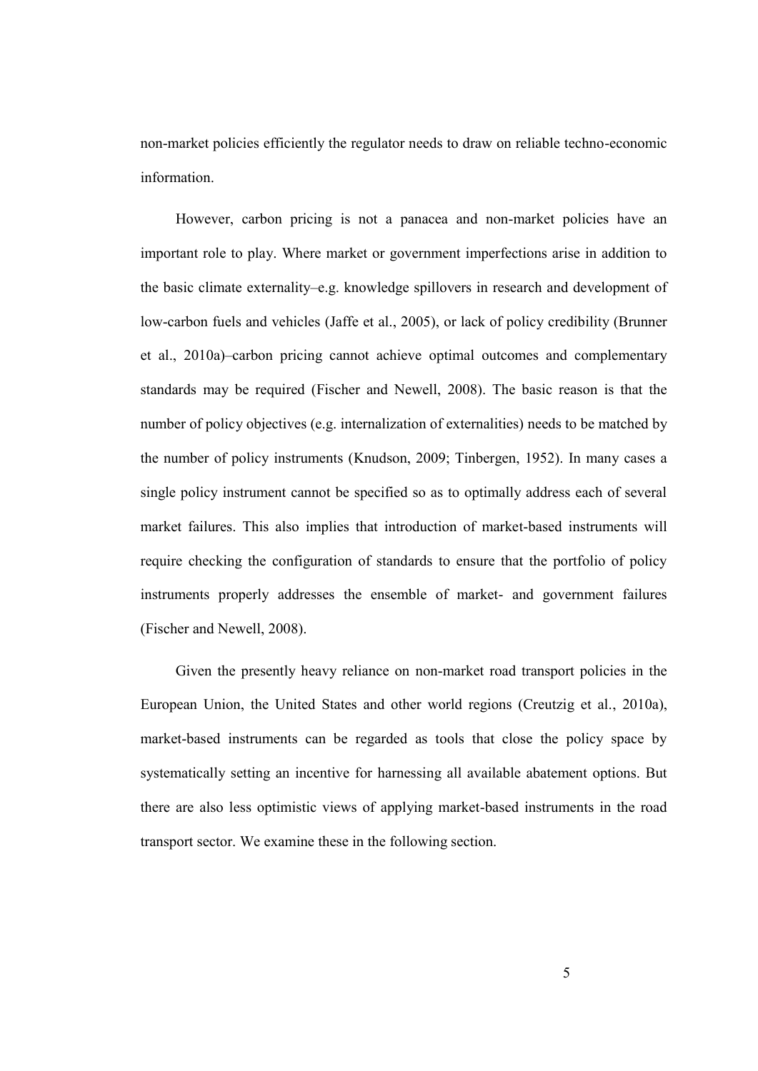non-market policies efficiently the regulator needs to draw on reliable techno-economic information.

However, carbon pricing is not a panacea and non-market policies have an important role to play. Where market or government imperfections arise in addition to the basic climate externality–e.g. knowledge spillovers in research and development of low-carbon fuels and vehicles (Jaffe et al., 2005), or lack of policy credibility (Brunner et al., 2010a)–carbon pricing cannot achieve optimal outcomes and complementary standards may be required (Fischer and Newell, 2008). The basic reason is that the number of policy objectives (e.g. internalization of externalities) needs to be matched by the number of policy instruments (Knudson, 2009; Tinbergen, 1952). In many cases a single policy instrument cannot be specified so as to optimally address each of several market failures. This also implies that introduction of market-based instruments will require checking the configuration of standards to ensure that the portfolio of policy instruments properly addresses the ensemble of market- and government failures (Fischer and Newell, 2008).

Given the presently heavy reliance on non-market road transport policies in the European Union, the United States and other world regions (Creutzig et al., 2010a), market-based instruments can be regarded as tools that close the policy space by systematically setting an incentive for harnessing all available abatement options. But there are also less optimistic views of applying market-based instruments in the road transport sector. We examine these in the following section.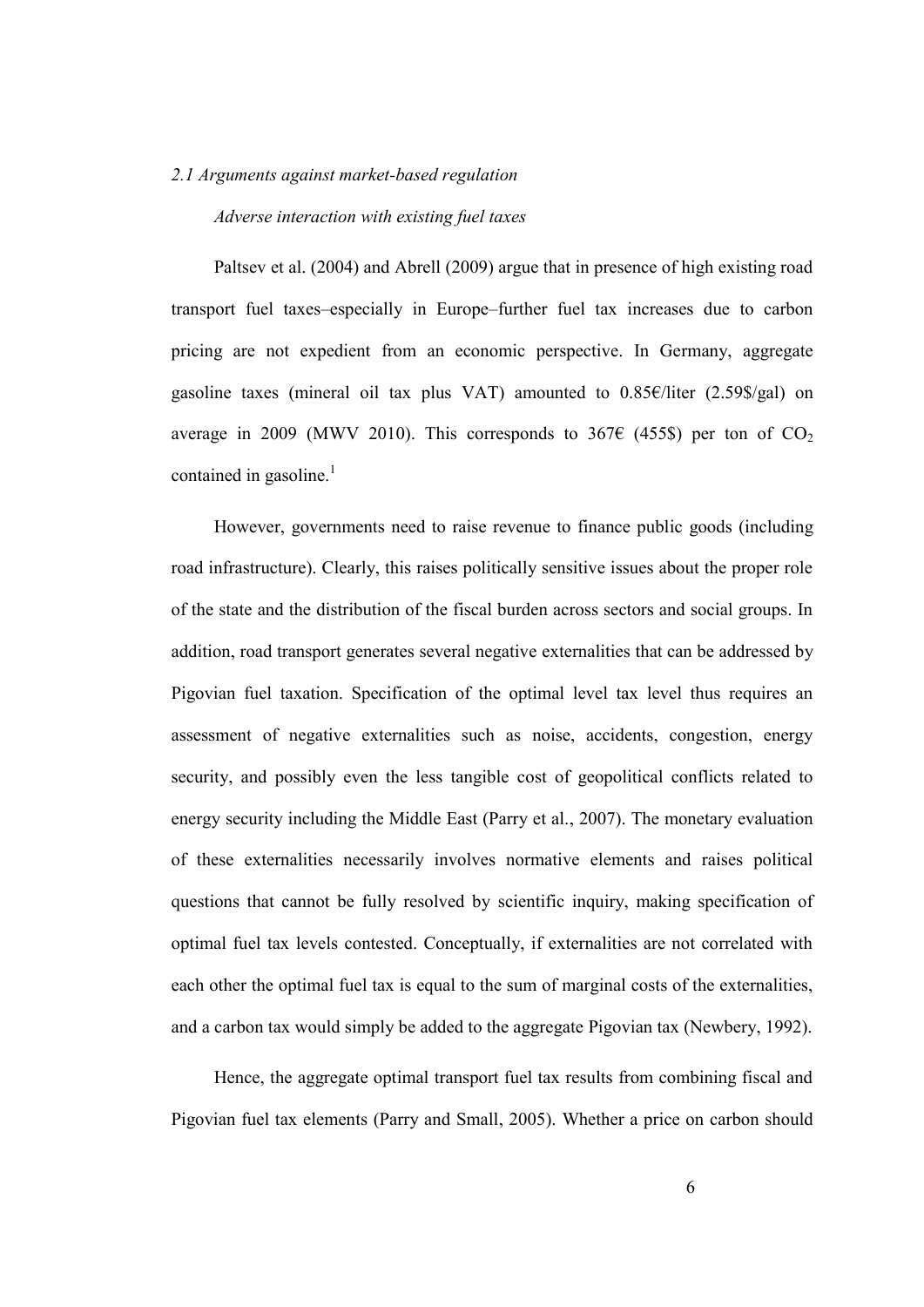### *2.1 Arguments against market-based regulation*

*Adverse interaction with existing fuel taxes*

Paltsev et al. (2004) and Abrell (2009) argue that in presence of high existing road transport fuel taxes–especially in Europe–further fuel tax increases due to carbon pricing are not expedient from an economic perspective. In Germany, aggregate gasoline taxes (mineral oil tax plus VAT) amounted to 0.85€/liter (2.59$/gal) on average in 2009 (MWV 2010). This corresponds to 367€ (455$) per ton of $CO_2$ contained in gasoline.[1]

However, governments need to raise revenue to finance public goods (including road infrastructure). Clearly, this raises politically sensitive issues about the proper role of the state and the distribution of the fiscal burden across sectors and social groups. In addition, road transport generates several negative externalities that can be addressed by Pigovian fuel taxation. Specification of the optimal level tax level thus requires an assessment of negative externalities such as noise, accidents, congestion, energy security, and possibly even the less tangible cost of geopolitical conflicts related to energy security including the Middle East (Parry et al., 2007). The monetary evaluation of these externalities necessarily involves normative elements and raises political questions that cannot be fully resolved by scientific inquiry, making specification of optimal fuel tax levels contested. Conceptually, if externalities are not correlated with each other the optimal fuel tax is equal to the sum of marginal costs of the externalities, and a carbon tax would simply be added to the aggregate Pigovian tax (Newbery, 1992).

Hence, the aggregate optimal transport fuel tax results from combining fiscal and Pigovian fuel tax elements (Parry and Small, 2005). Whether a price on carbon should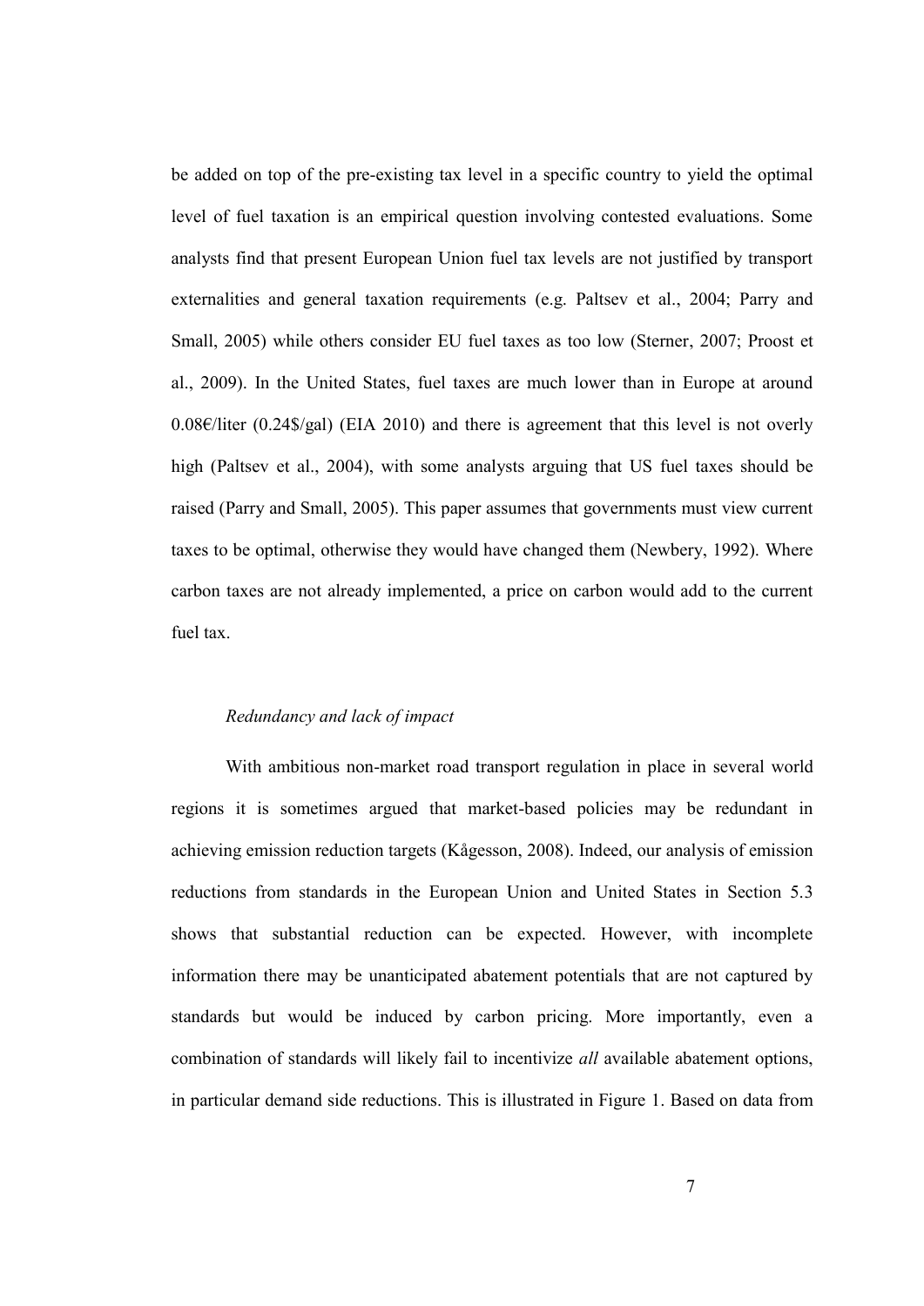be added on top of the pre-existing tax level in a specific country to yield the optimal level of fuel taxation is an empirical question involving contested evaluations. Some analysts find that present European Union fuel tax levels are not justified by transport externalities and general taxation requirements (e.g. Paltsev et al., 2004; Parry and Small, 2005) while others consider EU fuel taxes as too low (Sterner, 2007; Proost et al., 2009). In the United States, fuel taxes are much lower than in Europe at around 0.08€/liter (0.24$/gal) (EIA 2010) and there is agreement that this level is not overly high (Paltsev et al., 2004), with some analysts arguing that US fuel taxes should be raised (Parry and Small, 2005). This paper assumes that governments must view current taxes to be optimal, otherwise they would have changed them (Newbery, 1992). Where carbon taxes are not already implemented, a price on carbon would add to the current fuel tax.

*Redundancy and lack of impact*

With ambitious non-market road transport regulation in place in several world regions it is sometimes argued that market-based policies may be redundant in achieving emission reduction targets (Kågesson, 2008). Indeed, our analysis of emission reductions from standards in the European Union and United States in Section 5.3 shows that substantial reduction can be expected. However, with incomplete information there may be unanticipated abatement potentials that are not captured by standards but would be induced by carbon pricing. More importantly, even a combination of standards will likely fail to incentivize *all* available abatement options, in particular demand side reductions. This is illustrated in Figure 1. Based on data from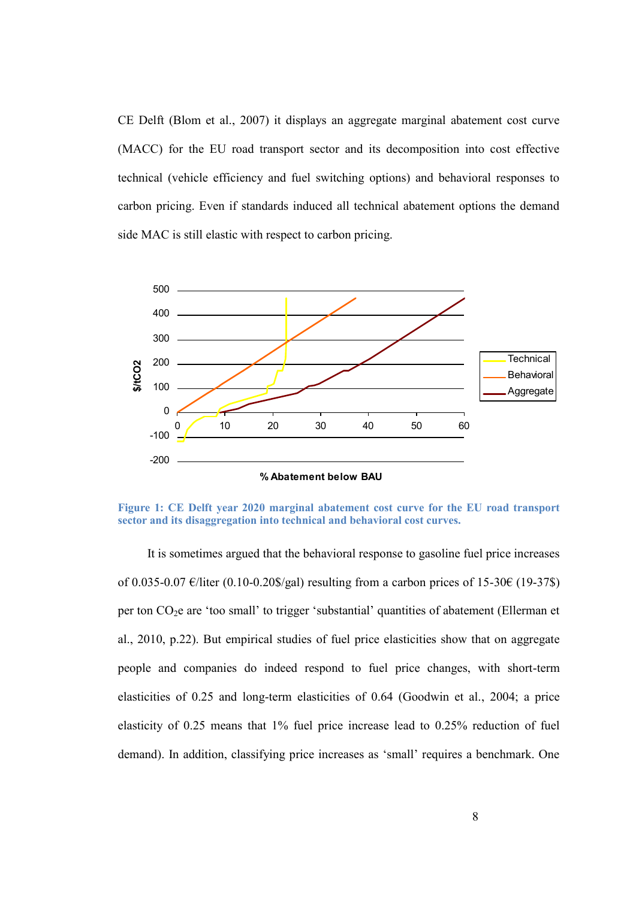CE Delft (Blom et al., 2007) it displays an aggregate marginal abatement cost curve (MACC) for the EU road transport sector and its decomposition into cost effective technical (vehicle efficiency and fuel switching options) and behavioral responses to carbon pricing. Even if standards induced all technical abatement options the demand side MAC is still elastic with respect to carbon pricing.

**Figure 1: CE Delft year 2020 marginal abatement cost curve for the EU road transport sector and its disaggregation into technical and behavioral cost curves.**

It is sometimes argued that the behavioral response to gasoline fuel price increases of 0.035-0.07 €/liter (0.10-0.20\$/gal) resulting from a carbon prices of 15-30€ (19-37\$) per ton $CO_2e$ are 'too small' to trigger 'substantial' quantities of abatement (Ellerman et al., 2010, p.22). But empirical studies of fuel price elasticities show that on aggregate people and companies do indeed respond to fuel price changes, with short-term elasticities of 0.25 and long-term elasticities of 0.64 (Goodwin et al., 2004; a price elasticity of 0.25 means that 1% fuel price increase lead to 0.25% reduction of fuel demand). In addition, classifying price increases as 'small' requires a benchmark. One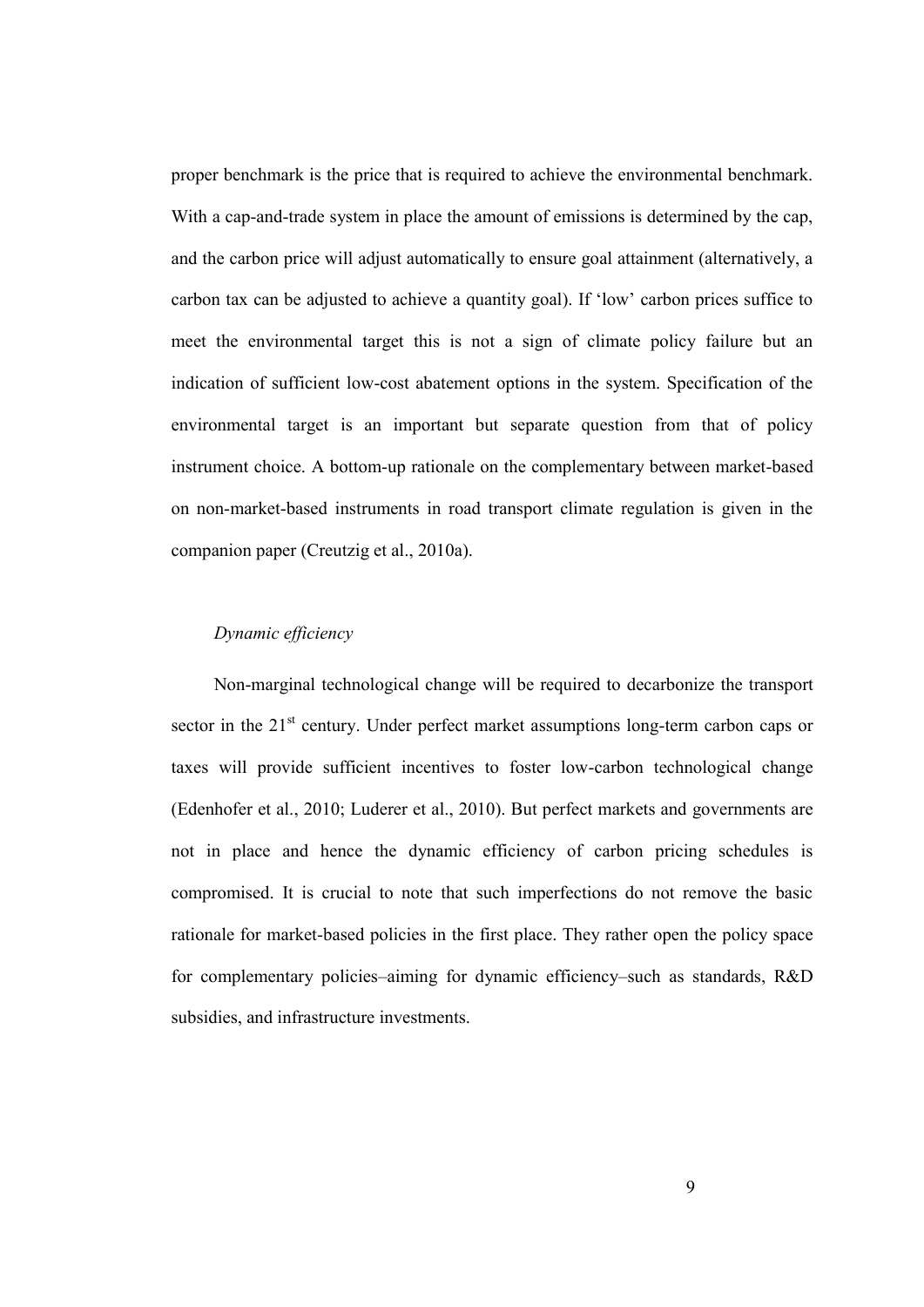proper benchmark is the price that is required to achieve the environmental benchmark. With a cap-and-trade system in place the amount of emissions is determined by the cap, and the carbon price will adjust automatically to ensure goal attainment (alternatively, a carbon tax can be adjusted to achieve a quantity goal). If 'low' carbon prices suffice to meet the environmental target this is not a sign of climate policy failure but an indication of sufficient low-cost abatement options in the system. Specification of the environmental target is an important but separate question from that of policy instrument choice. A bottom-up rationale on the complementary between market-based on non-market-based instruments in road transport climate regulation is given in the companion paper (Creutzig et al., 2010a).

*Dynamic efficiency*

Non-marginal technological change will be required to decarbonize the transport sector in the 21st century. Under perfect market assumptions long-term carbon caps or taxes will provide sufficient incentives to foster low-carbon technological change (Edenhofer et al., 2010; Luderer et al., 2010). But perfect markets and governments are not in place and hence the dynamic efficiency of carbon pricing schedules is compromised. It is crucial to note that such imperfections do not remove the basic rationale for market-based policies in the first place. They rather open the policy space for complementary policies–aiming for dynamic efficiency–such as standards, R&D subsidies, and infrastructure investments.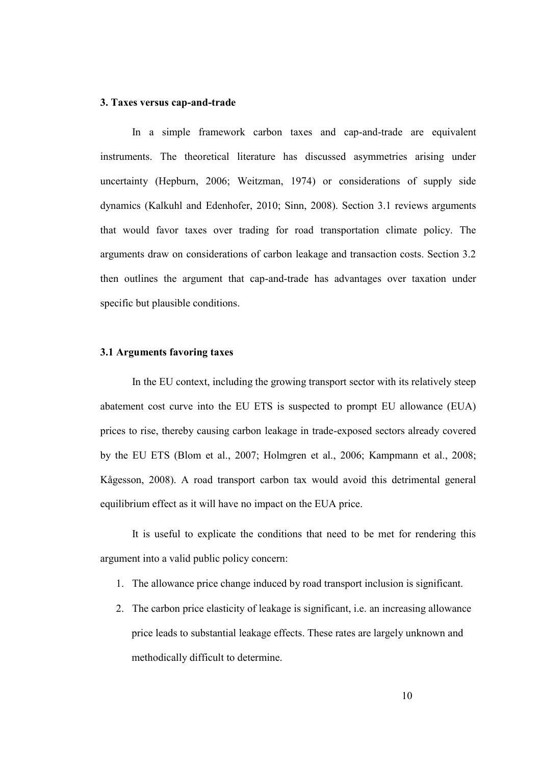### 3. Taxes versus cap-and-trade

In a simple framework carbon taxes and cap-and-trade are equivalent instruments. The theoretical literature has discussed asymmetries arising under uncertainty (Hepburn, 2006; Weitzman, 1974) or considerations of supply side dynamics (Kalkuhl and Edenhofer, 2010; Sinn, 2008). Section 3.1 reviews arguments that would favor taxes over trading for road transportation climate policy. The arguments draw on considerations of carbon leakage and transaction costs. Section 3.2 then outlines the argument that cap-and-trade has advantages over taxation under specific but plausible conditions.

#### 3.1 Arguments favoring taxes

In the EU context, including the growing transport sector with its relatively steep abatement cost curve into the EU ETS is suspected to prompt EU allowance (EUA) prices to rise, thereby causing carbon leakage in trade-exposed sectors already covered by the EU ETS (Blom et al., 2007; Holmgren et al., 2006; Kampmann et al., 2008; Kågesson, 2008). A road transport carbon tax would avoid this detrimental general equilibrium effect as it will have no impact on the EUA price.

It is useful to explicate the conditions that need to be met for rendering this argument into a valid public policy concern:

1. The allowance price change induced by road transport inclusion is significant.
2. The carbon price elasticity of leakage is significant, i.e. an increasing allowance price leads to substantial leakage effects. These rates are largely unknown and methodically difficult to determine.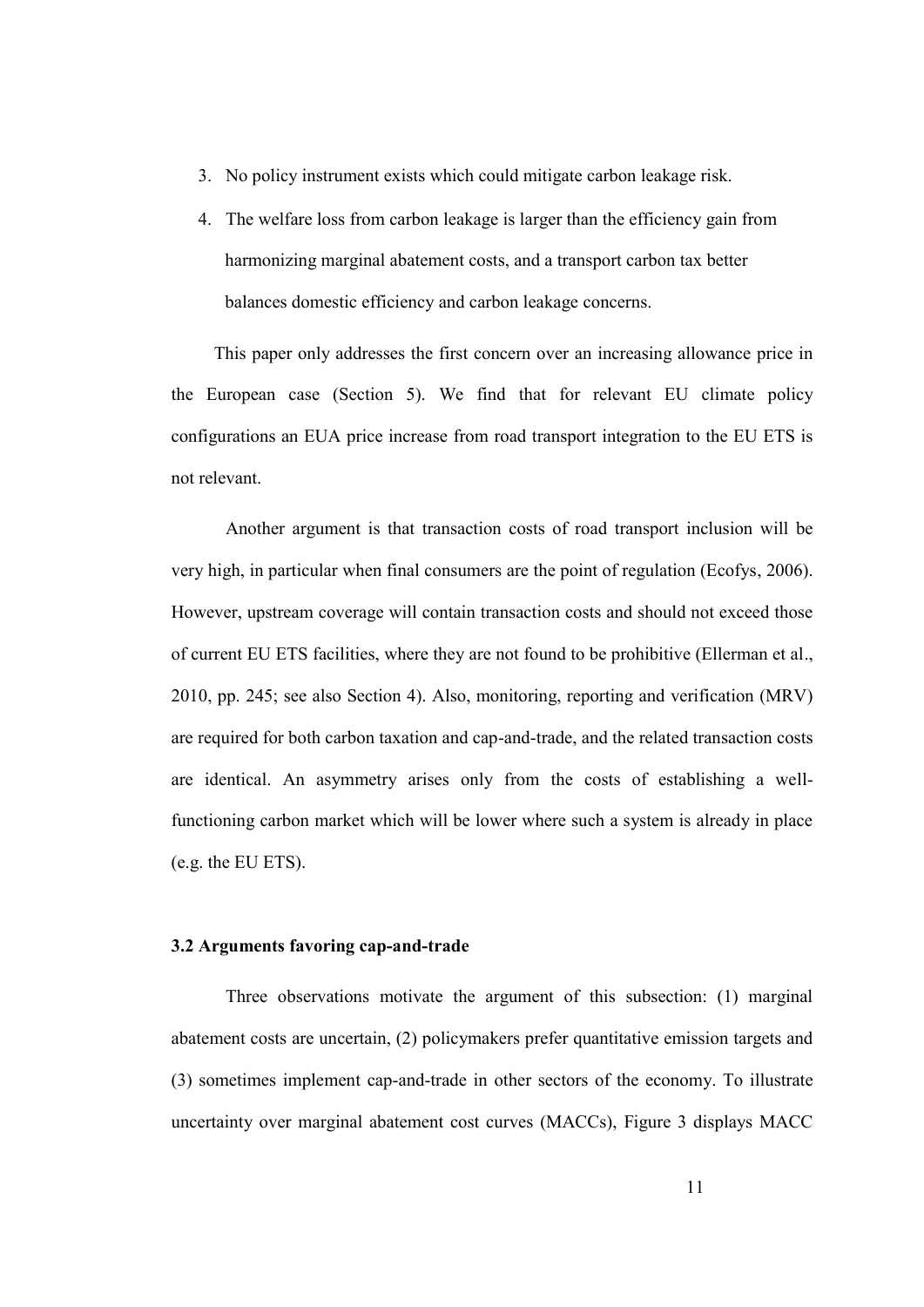3. No policy instrument exists which could mitigate carbon leakage risk.
4. The welfare loss from carbon leakage is larger than the efficiency gain from harmonizing marginal abatement costs, and a transport carbon tax better balances domestic efficiency and carbon leakage concerns.

This paper only addresses the first concern over an increasing allowance price in the European case (Section 5). We find that for relevant EU climate policy configurations an EUA price increase from road transport integration to the EU ETS is not relevant.

Another argument is that transaction costs of road transport inclusion will be very high, in particular when final consumers are the point of regulation (Ecofys, 2006). However, upstream coverage will contain transaction costs and should not exceed those of current EU ETS facilities, where they are not found to be prohibitive (Ellerman et al., 2010, pp. 245; see also Section 4). Also, monitoring, reporting and verification (MRV) are required for both carbon taxation and cap-and-trade, and the related transaction costs are identical. An asymmetry arises only from the costs of establishing a well-functioning carbon market which will be lower where such a system is already in place (e.g. the EU ETS).

### 3.2 Arguments favoring cap-and-trade

Three observations motivate the argument of this subsection: (1) marginal abatement costs are uncertain, (2) policymakers prefer quantitative emission targets and (3) sometimes implement cap-and-trade in other sectors of the economy. To illustrate uncertainty over marginal abatement cost curves (MACCs), Figure 3 displays MACC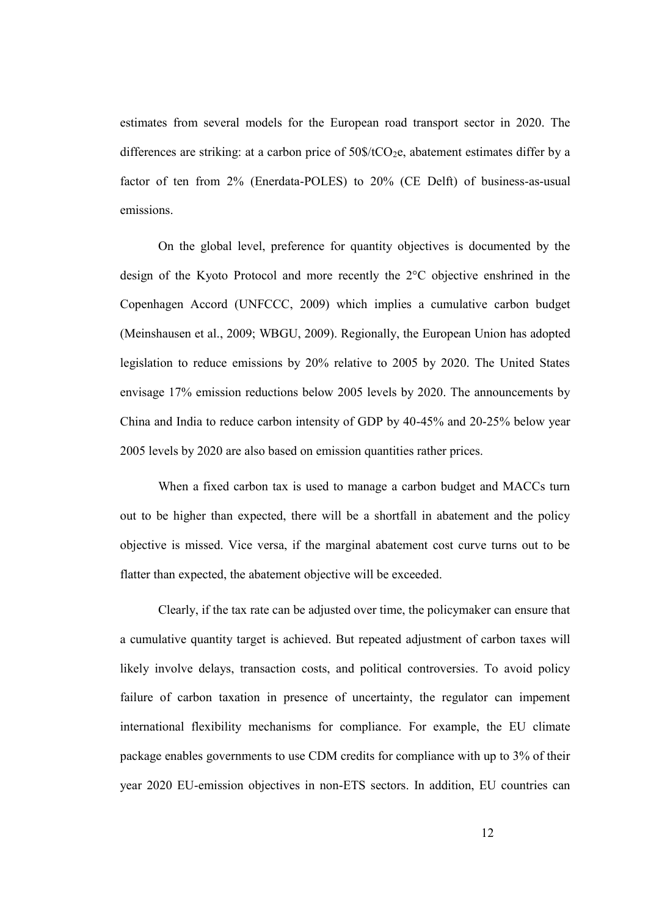estimates from several models for the European road transport sector in 2020. The differences are striking: at a carbon price of 50\$/t$CO_2$e, abatement estimates differ by a factor of ten from 2% (Enerdata-POLES) to 20% (CE Delft) of business-as-usual emissions.

On the global level, preference for quantity objectives is documented by the design of the Kyoto Protocol and more recently the 2°C objective enshrined in the Copenhagen Accord (UNFCCC, 2009) which implies a cumulative carbon budget (Meinshausen et al., 2009; WBGU, 2009). Regionally, the European Union has adopted legislation to reduce emissions by 20% relative to 2005 by 2020. The United States envisage 17% emission reductions below 2005 levels by 2020. The announcements by China and India to reduce carbon intensity of GDP by 40-45% and 20-25% below year 2005 levels by 2020 are also based on emission quantities rather prices.

When a fixed carbon tax is used to manage a carbon budget and MACCs turn out to be higher than expected, there will be a shortfall in abatement and the policy objective is missed. Vice versa, if the marginal abatement cost curve turns out to be flatter than expected, the abatement objective will be exceeded.

Clearly, if the tax rate can be adjusted over time, the policymaker can ensure that a cumulative quantity target is achieved. But repeated adjustment of carbon taxes will likely involve delays, transaction costs, and political controversies. To avoid policy failure of carbon taxation in presence of uncertainty, the regulator can impement international flexibility mechanisms for compliance. For example, the EU climate package enables governments to use CDM credits for compliance with up to 3% of their year 2020 EU-emission objectives in non-ETS sectors. In addition, EU countries can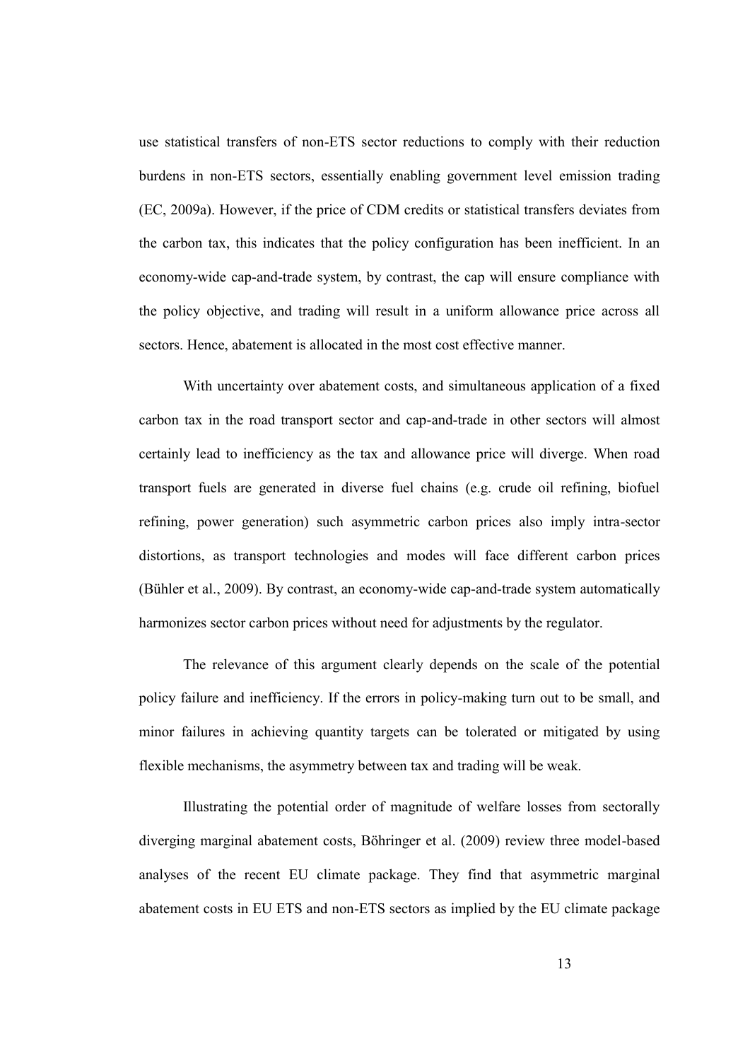use statistical transfers of non-ETS sector reductions to comply with their reduction burdens in non-ETS sectors, essentially enabling government level emission trading (EC, 2009a). However, if the price of CDM credits or statistical transfers deviates from the carbon tax, this indicates that the policy configuration has been inefficient. In an economy-wide cap-and-trade system, by contrast, the cap will ensure compliance with the policy objective, and trading will result in a uniform allowance price across all sectors. Hence, abatement is allocated in the most cost effective manner.

With uncertainty over abatement costs, and simultaneous application of a fixed carbon tax in the road transport sector and cap-and-trade in other sectors will almost certainly lead to inefficiency as the tax and allowance price will diverge. When road transport fuels are generated in diverse fuel chains (e.g. crude oil refining, biofuel refining, power generation) such asymmetric carbon prices also imply intra-sector distortions, as transport technologies and modes will face different carbon prices (Bühler et al., 2009). By contrast, an economy-wide cap-and-trade system automatically harmonizes sector carbon prices without need for adjustments by the regulator.

The relevance of this argument clearly depends on the scale of the potential policy failure and inefficiency. If the errors in policy-making turn out to be small, and minor failures in achieving quantity targets can be tolerated or mitigated by using flexible mechanisms, the asymmetry between tax and trading will be weak.

Illustrating the potential order of magnitude of welfare losses from sectorally diverging marginal abatement costs, Böhringer et al. (2009) review three model-based analyses of the recent EU climate package. They find that asymmetric marginal abatement costs in EU ETS and non-ETS sectors as implied by the EU climate package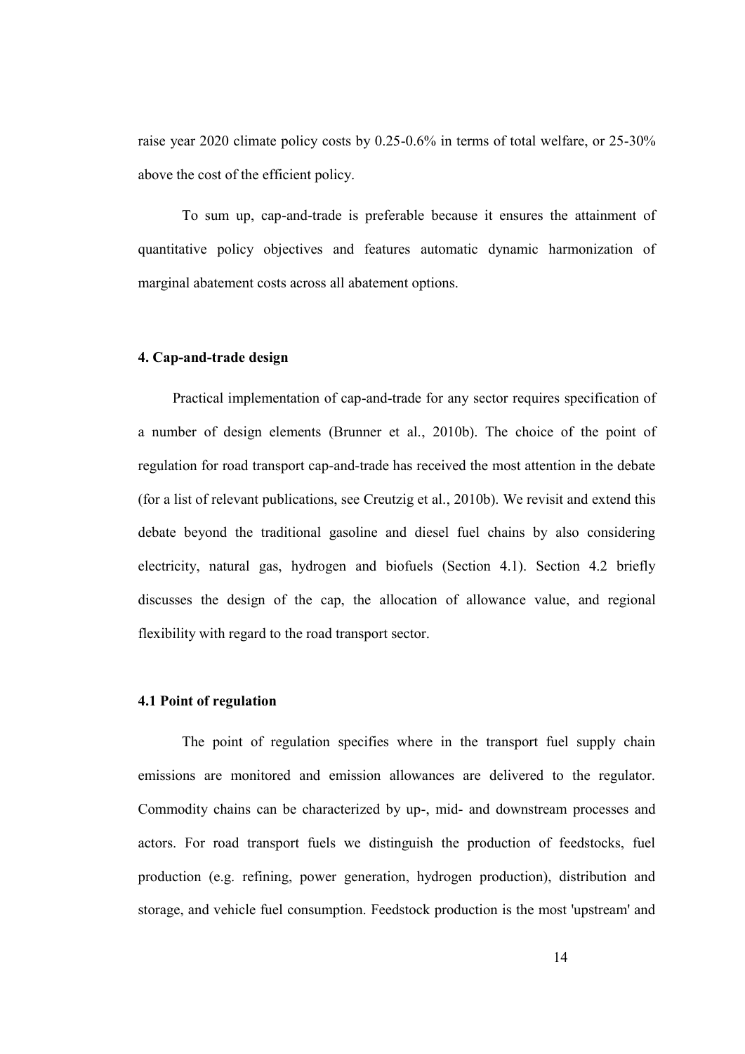raise year 2020 climate policy costs by 0.25-0.6% in terms of total welfare, or 25-30% above the cost of the efficient policy.

To sum up, cap-and-trade is preferable because it ensures the attainment of quantitative policy objectives and features automatic dynamic harmonization of marginal abatement costs across all abatement options.

## 4. Cap-and-trade design

Practical implementation of cap-and-trade for any sector requires specification of a number of design elements (Brunner et al., 2010b). The choice of the point of regulation for road transport cap-and-trade has received the most attention in the debate (for a list of relevant publications, see Creutzig et al., 2010b). We revisit and extend this debate beyond the traditional gasoline and diesel fuel chains by also considering electricity, natural gas, hydrogen and biofuels (Section 4.1). Section 4.2 briefly discusses the design of the cap, the allocation of allowance value, and regional flexibility with regard to the road transport sector.

### 4.1 Point of regulation

The point of regulation specifies where in the transport fuel supply chain emissions are monitored and emission allowances are delivered to the regulator. Commodity chains can be characterized by up-, mid- and downstream processes and actors. For road transport fuels we distinguish the production of feedstocks, fuel production (e.g. refining, power generation, hydrogen production), distribution and storage, and vehicle fuel consumption. Feedstock production is the most 'upstream' and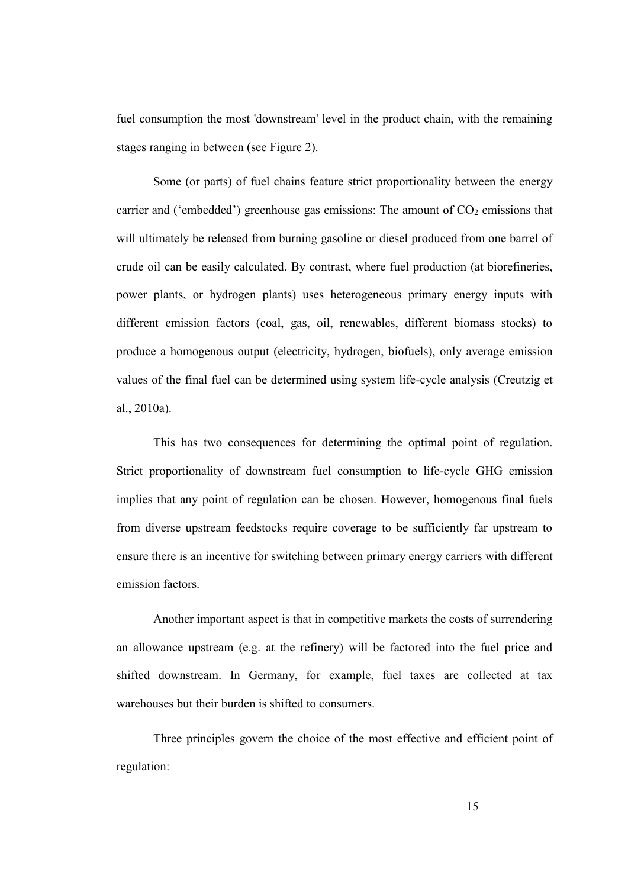fuel consumption the most 'downstream' level in the product chain, with the remaining stages ranging in between (see Figure 2).

Some (or parts) of fuel chains feature strict proportionality between the energy carrier and ('embedded') greenhouse gas emissions: The amount of $CO_2$ emissions that will ultimately be released from burning gasoline or diesel produced from one barrel of crude oil can be easily calculated. By contrast, where fuel production (at biorefineries, power plants, or hydrogen plants) uses heterogeneous primary energy inputs with different emission factors (coal, gas, oil, renewables, different biomass stocks) to produce a homogenous output (electricity, hydrogen, biofuels), only average emission values of the final fuel can be determined using system life-cycle analysis (Creutzig et al., 2010a).

This has two consequences for determining the optimal point of regulation. Strict proportionality of downstream fuel consumption to life-cycle GHG emission implies that any point of regulation can be chosen. However, homogenous final fuels from diverse upstream feedstocks require coverage to be sufficiently far upstream to ensure there is an incentive for switching between primary energy carriers with different emission factors.

Another important aspect is that in competitive markets the costs of surrendering an allowance upstream (e.g. at the refinery) will be factored into the fuel price and shifted downstream. In Germany, for example, fuel taxes are collected at tax warehouses but their burden is shifted to consumers.

Three principles govern the choice of the most effective and efficient point of regulation: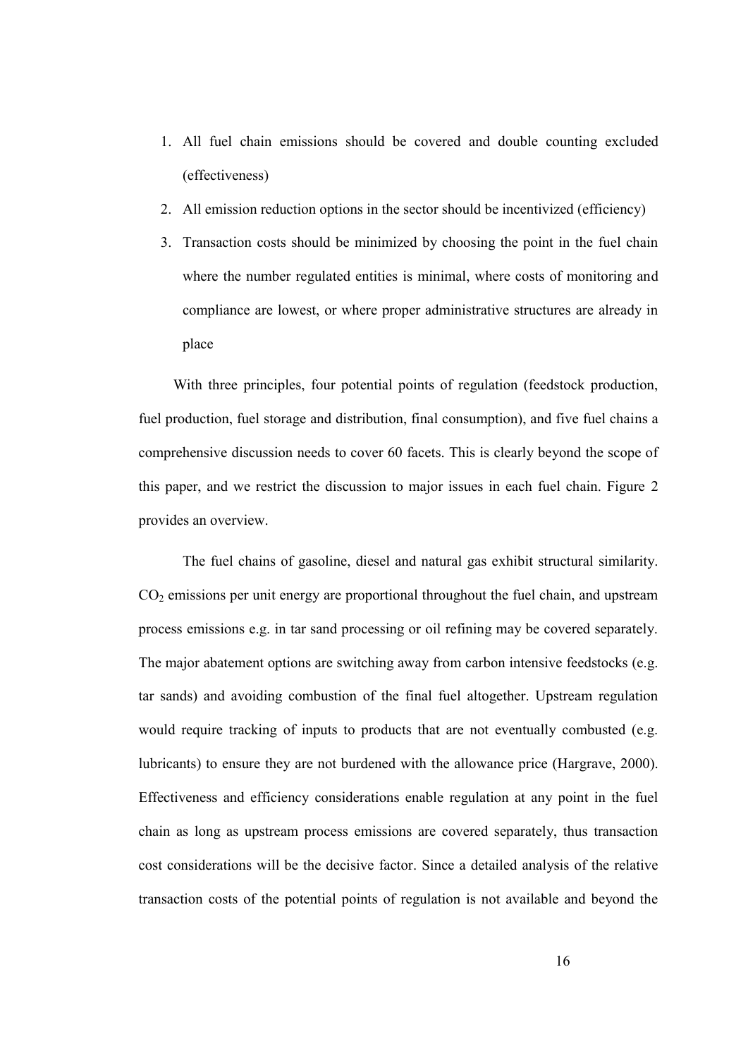1. All fuel chain emissions should be covered and double counting excluded (effectiveness)
2. All emission reduction options in the sector should be incentivized (efficiency)
3. Transaction costs should be minimized by choosing the point in the fuel chain where the number regulated entities is minimal, where costs of monitoring and compliance are lowest, or where proper administrative structures are already in place

With three principles, four potential points of regulation (feedstock production, fuel production, fuel storage and distribution, final consumption), and five fuel chains a comprehensive discussion needs to cover 60 facets. This is clearly beyond the scope of this paper, and we restrict the discussion to major issues in each fuel chain. Figure 2 provides an overview.

The fuel chains of gasoline, diesel and natural gas exhibit structural similarity. $CO_2$ emissions per unit energy are proportional throughout the fuel chain, and upstream process emissions e.g. in tar sand processing or oil refining may be covered separately. The major abatement options are switching away from carbon intensive feedstocks (e.g. tar sands) and avoiding combustion of the final fuel altogether. Upstream regulation would require tracking of inputs to products that are not eventually combusted (e.g. lubricants) to ensure they are not burdened with the allowance price (Hargrave, 2000). Effectiveness and efficiency considerations enable regulation at any point in the fuel chain as long as upstream process emissions are covered separately, thus transaction cost considerations will be the decisive factor. Since a detailed analysis of the relative transaction costs of the potential points of regulation is not available and beyond the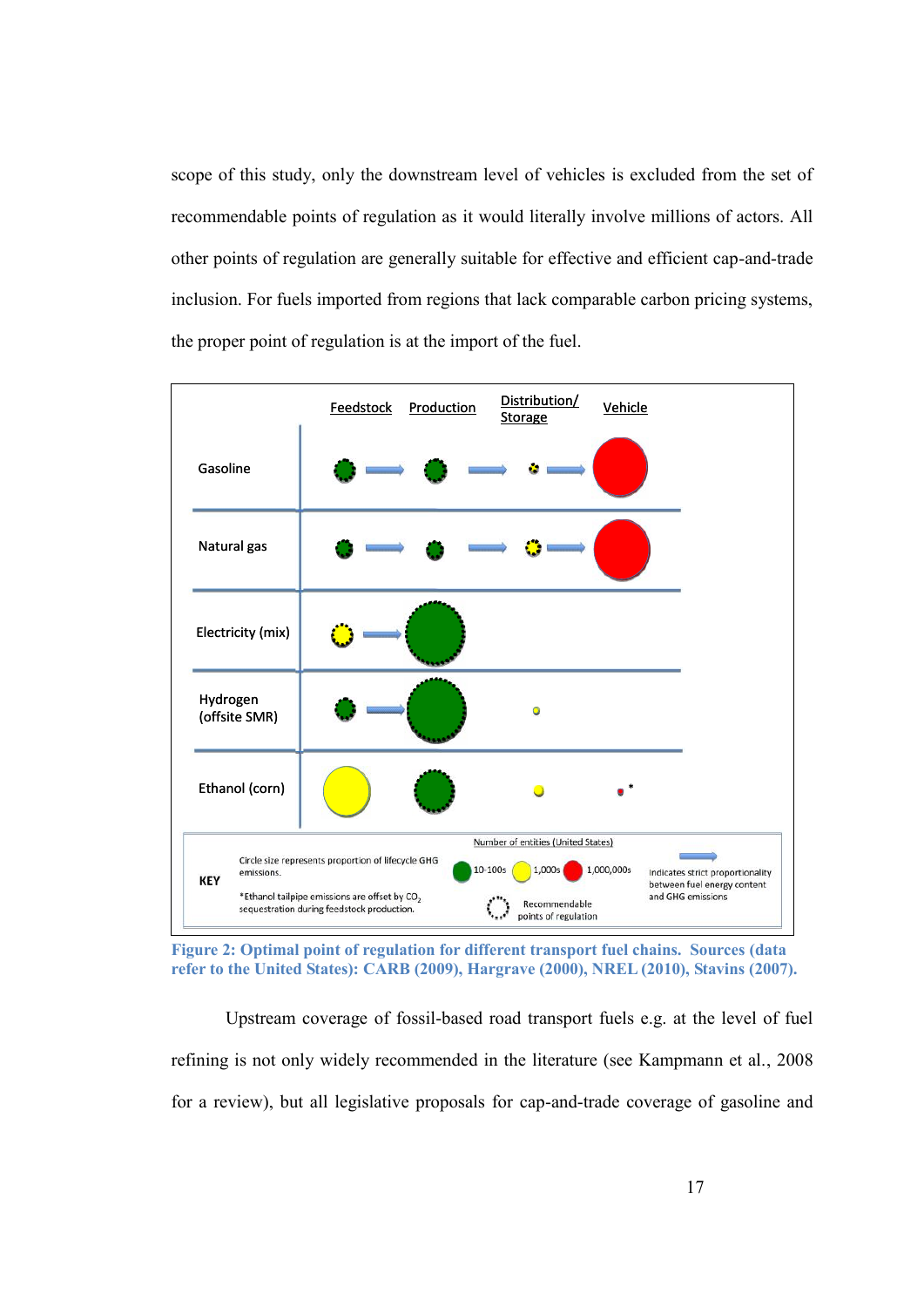scope of this study, only the downstream level of vehicles is excluded from the set of recommendable points of regulation as it would literally involve millions of actors. All other points of regulation are generally suitable for effective and efficient cap-and-trade inclusion. For fuels imported from regions that lack comparable carbon pricing systems, the proper point of regulation is at the import of the fuel.

**Figure 2: Optimal point of regulation for different transport fuel chains. Sources (data refer to the United States): CARB (2009), Hargrave (2000), NREL (2010), Stavins (2007).**

Upstream coverage of fossil-based road transport fuels e.g. at the level of fuel refining is not only widely recommended in the literature (see Kampmann et al., 2008 for a review), but all legislative proposals for cap-and-trade coverage of gasoline and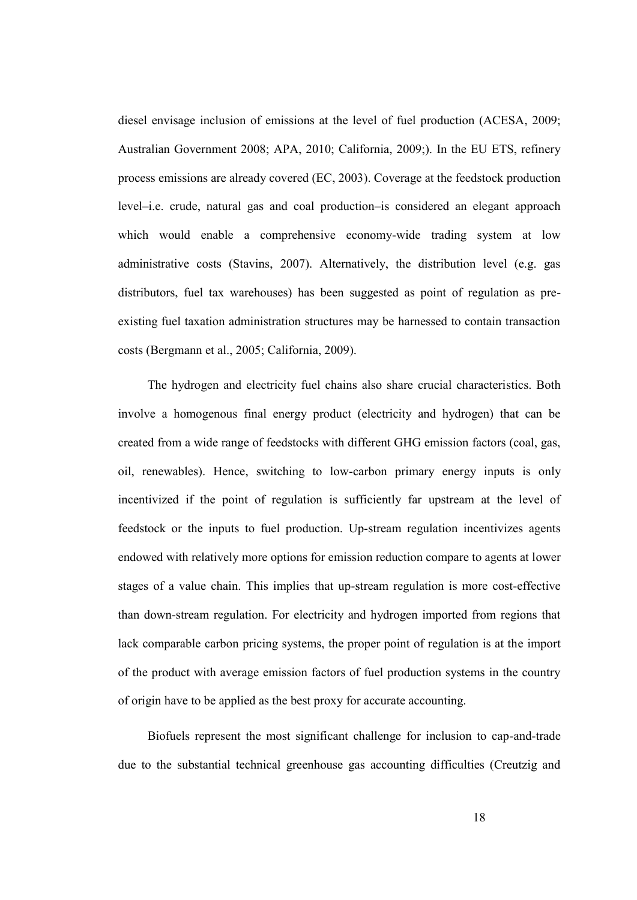diesel envisage inclusion of emissions at the level of fuel production (ACESA, 2009; Australian Government 2008; APA, 2010; California, 2009;). In the EU ETS, refinery process emissions are already covered (EC, 2003). Coverage at the feedstock production level–i.e. crude, natural gas and coal production–is considered an elegant approach which would enable a comprehensive economy-wide trading system at low administrative costs (Stavins, 2007). Alternatively, the distribution level (e.g. gas distributors, fuel tax warehouses) has been suggested as point of regulation as pre-existing fuel taxation administration structures may be harnessed to contain transaction costs (Bergmann et al., 2005; California, 2009).

The hydrogen and electricity fuel chains also share crucial characteristics. Both involve a homogenous final energy product (electricity and hydrogen) that can be created from a wide range of feedstocks with different GHG emission factors (coal, gas, oil, renewables). Hence, switching to low-carbon primary energy inputs is only incentivized if the point of regulation is sufficiently far upstream at the level of feedstock or the inputs to fuel production. Up-stream regulation incentivizes agents endowed with relatively more options for emission reduction compare to agents at lower stages of a value chain. This implies that up-stream regulation is more cost-effective than down-stream regulation. For electricity and hydrogen imported from regions that lack comparable carbon pricing systems, the proper point of regulation is at the import of the product with average emission factors of fuel production systems in the country of origin have to be applied as the best proxy for accurate accounting.

Biofuels represent the most significant challenge for inclusion to cap-and-trade due to the substantial technical greenhouse gas accounting difficulties (Creutzig and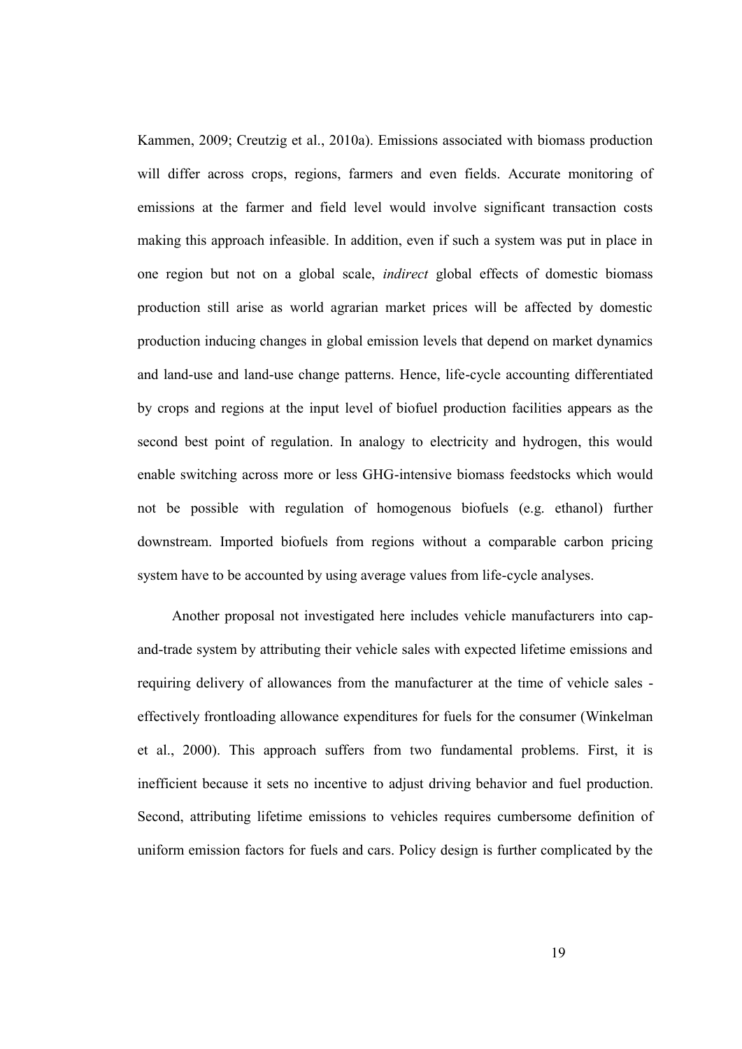Kammen, 2009; Creutzig et al., 2010a). Emissions associated with biomass production will differ across crops, regions, farmers and even fields. Accurate monitoring of emissions at the farmer and field level would involve significant transaction costs making this approach infeasible. In addition, even if such a system was put in place in one region but not on a global scale, *indirect* global effects of domestic biomass production still arise as world agrarian market prices will be affected by domestic production inducing changes in global emission levels that depend on market dynamics and land-use and land-use change patterns. Hence, life-cycle accounting differentiated by crops and regions at the input level of biofuel production facilities appears as the second best point of regulation. In analogy to electricity and hydrogen, this would enable switching across more or less GHG-intensive biomass feedstocks which would not be possible with regulation of homogenous biofuels (e.g. ethanol) further downstream. Imported biofuels from regions without a comparable carbon pricing system have to be accounted by using average values from life-cycle analyses.

Another proposal not investigated here includes vehicle manufacturers into cap-and-trade system by attributing their vehicle sales with expected lifetime emissions and requiring delivery of allowances from the manufacturer at the time of vehicle sales - effectively frontloading allowance expenditures for fuels for the consumer (Winkelman et al., 2000). This approach suffers from two fundamental problems. First, it is inefficient because it sets no incentive to adjust driving behavior and fuel production. Second, attributing lifetime emissions to vehicles requires cumbersome definition of uniform emission factors for fuels and cars. Policy design is further complicated by the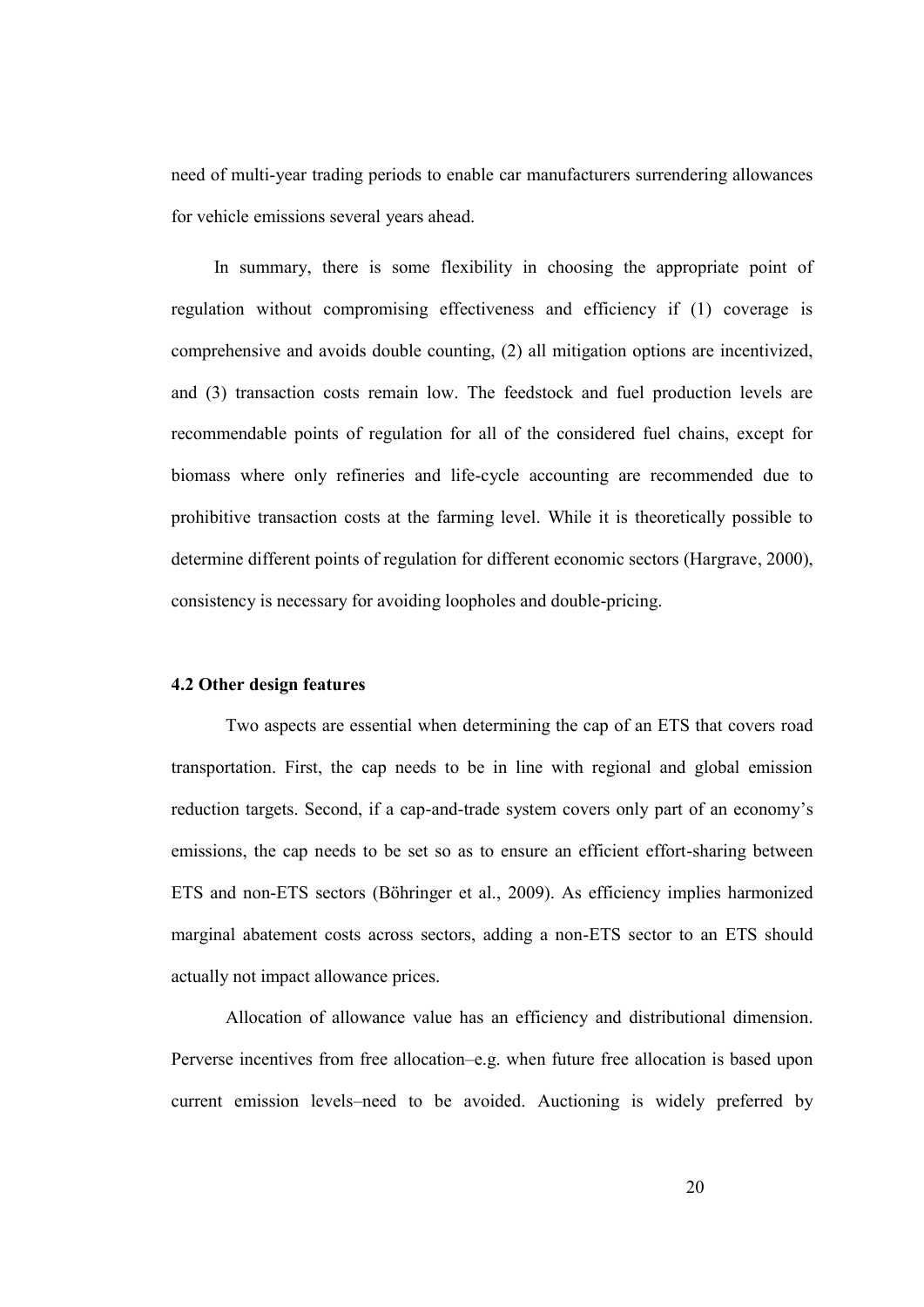need of multi-year trading periods to enable car manufacturers surrendering allowances for vehicle emissions several years ahead.

In summary, there is some flexibility in choosing the appropriate point of regulation without compromising effectiveness and efficiency if (1) coverage is comprehensive and avoids double counting, (2) all mitigation options are incentivized, and (3) transaction costs remain low. The feedstock and fuel production levels are recommendable points of regulation for all of the considered fuel chains, except for biomass where only refineries and life-cycle accounting are recommended due to prohibitive transaction costs at the farming level. While it is theoretically possible to determine different points of regulation for different economic sectors (Hargrave, 2000), consistency is necessary for avoiding loopholes and double-pricing.

### 4.2 Other design features

Two aspects are essential when determining the cap of an ETS that covers road transportation. First, the cap needs to be in line with regional and global emission reduction targets. Second, if a cap-and-trade system covers only part of an economy's emissions, the cap needs to be set so as to ensure an efficient effort-sharing between ETS and non-ETS sectors (Böhringer et al., 2009). As efficiency implies harmonized marginal abatement costs across sectors, adding a non-ETS sector to an ETS should actually not impact allowance prices.

Allocation of allowance value has an efficiency and distributional dimension. Perverse incentives from free allocation–e.g. when future free allocation is based upon current emission levels–need to be avoided. Auctioning is widely preferred by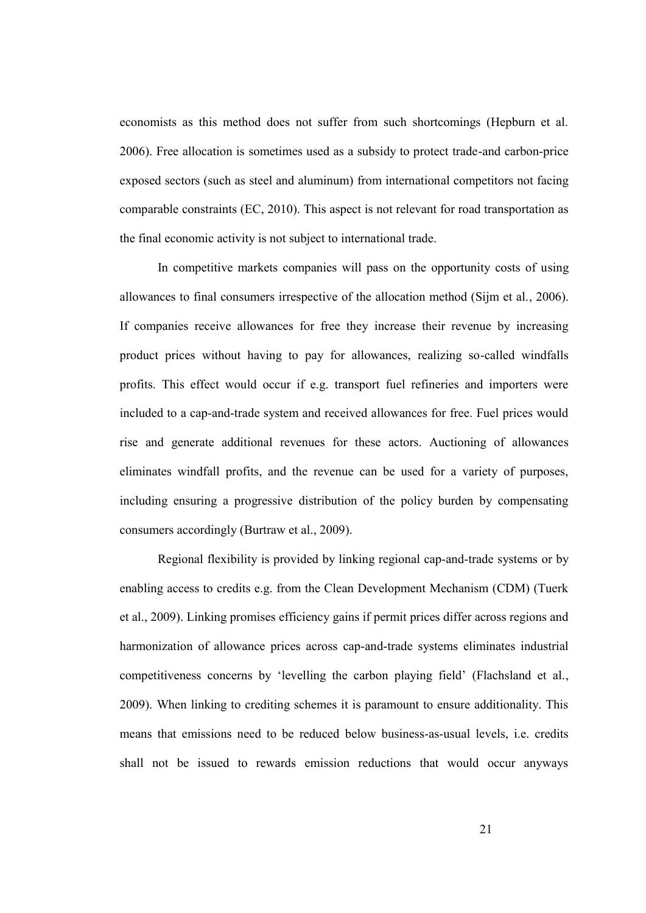economists as this method does not suffer from such shortcomings (Hepburn et al. 2006). Free allocation is sometimes used as a subsidy to protect trade-and carbon-price exposed sectors (such as steel and aluminum) from international competitors not facing comparable constraints (EC, 2010). This aspect is not relevant for road transportation as the final economic activity is not subject to international trade.

In competitive markets companies will pass on the opportunity costs of using allowances to final consumers irrespective of the allocation method (Sijm et al., 2006). If companies receive allowances for free they increase their revenue by increasing product prices without having to pay for allowances, realizing so-called windfalls profits. This effect would occur if e.g. transport fuel refineries and importers were included to a cap-and-trade system and received allowances for free. Fuel prices would rise and generate additional revenues for these actors. Auctioning of allowances eliminates windfall profits, and the revenue can be used for a variety of purposes, including ensuring a progressive distribution of the policy burden by compensating consumers accordingly (Burtraw et al., 2009).

Regional flexibility is provided by linking regional cap-and-trade systems or by enabling access to credits e.g. from the Clean Development Mechanism (CDM) (Tuerk et al., 2009). Linking promises efficiency gains if permit prices differ across regions and harmonization of allowance prices across cap-and-trade systems eliminates industrial competitiveness concerns by 'levelling the carbon playing field' (Flachsland et al., 2009). When linking to crediting schemes it is paramount to ensure additionality. This means that emissions need to be reduced below business-as-usual levels, i.e. credits shall not be issued to rewards emission reductions that would occur anyways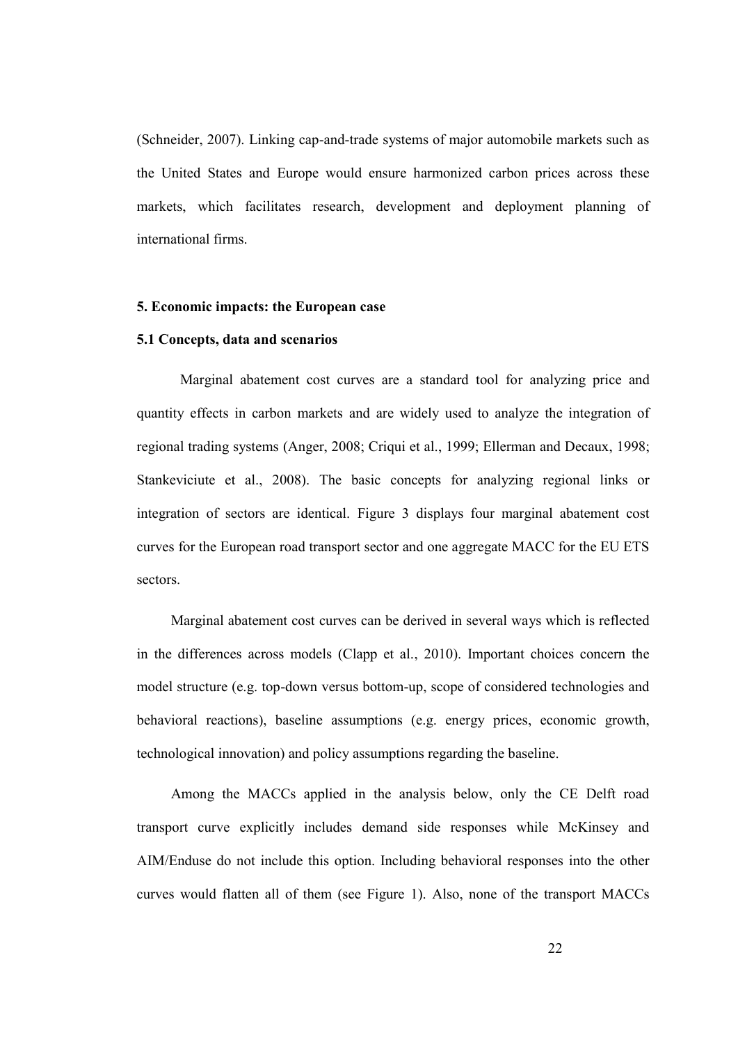(Schneider, 2007). Linking cap-and-trade systems of major automobile markets such as the United States and Europe would ensure harmonized carbon prices across these markets, which facilitates research, development and deployment planning of international firms.

## 5. Economic impacts: the European case

### 5.1 Concepts, data and scenarios

Marginal abatement cost curves are a standard tool for analyzing price and quantity effects in carbon markets and are widely used to analyze the integration of regional trading systems (Anger, 2008; Criqui et al., 1999; Ellerman and Decaux, 1998; Stankeviciute et al., 2008). The basic concepts for analyzing regional links or integration of sectors are identical. Figure 3 displays four marginal abatement cost curves for the European road transport sector and one aggregate MACC for the EU ETS sectors.

Marginal abatement cost curves can be derived in several ways which is reflected in the differences across models (Clapp et al., 2010). Important choices concern the model structure (e.g. top-down versus bottom-up, scope of considered technologies and behavioral reactions), baseline assumptions (e.g. energy prices, economic growth, technological innovation) and policy assumptions regarding the baseline.

Among the MACCs applied in the analysis below, only the CE Delft road transport curve explicitly includes demand side responses while McKinsey and AIM/Enduse do not include this option. Including behavioral responses into the other curves would flatten all of them (see Figure 1). Also, none of the transport MACCs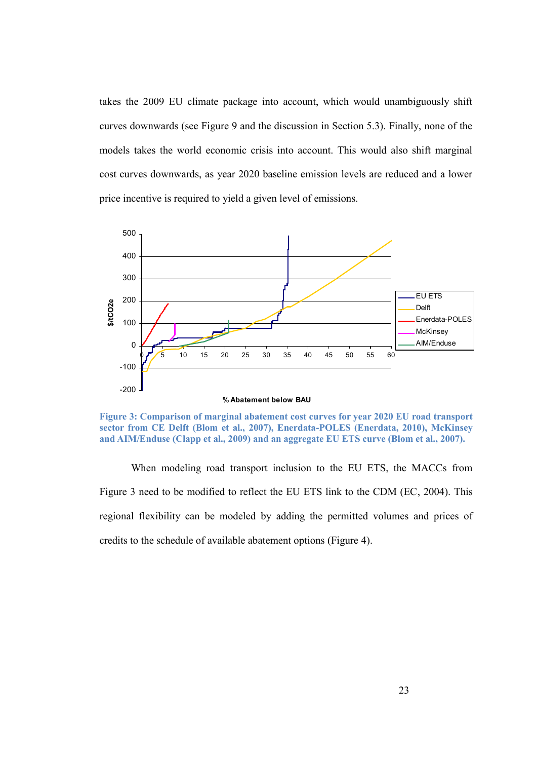takes the 2009 EU climate package into account, which would unambiguously shift curves downwards (see Figure 9 and the discussion in Section 5.3). Finally, none of the models takes the world economic crisis into account. This would also shift marginal cost curves downwards, as year 2020 baseline emission levels are reduced and a lower price incentive is required to yield a given level of emissions.

**Figure 3: Comparison of marginal abatement cost curves for year 2020 EU road transport sector from CE Delft (Blom et al., 2007), Enerdata-POLES (Enerdata, 2010), McKinsey and AIM/Enduse (Clapp et al., 2009) and an aggregate EU ETS curve (Blom et al., 2007).**

When modeling road transport inclusion to the EU ETS, the MACCs from Figure 3 need to be modified to reflect the EU ETS link to the CDM (EC, 2004). This regional flexibility can be modeled by adding the permitted volumes and prices of credits to the schedule of available abatement options (Figure 4).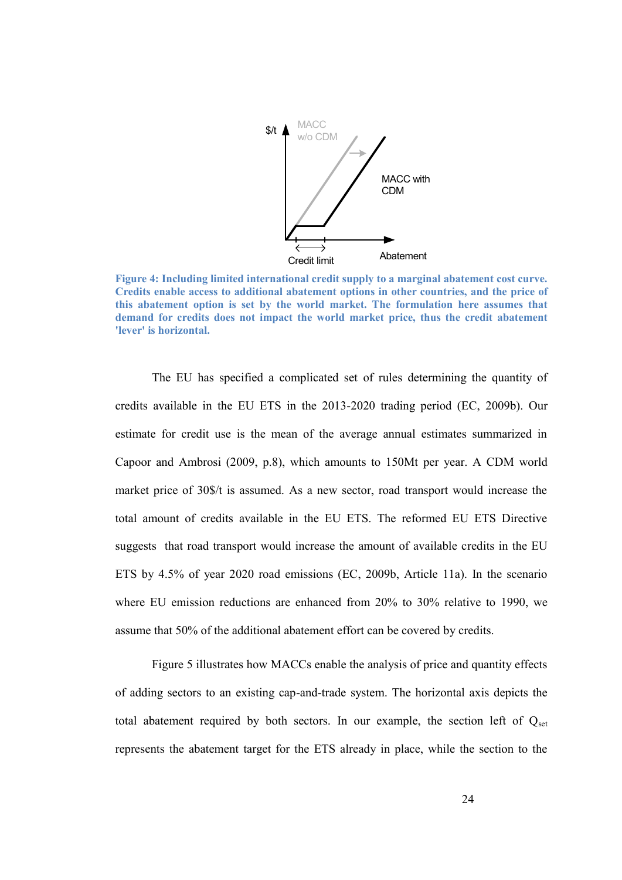**Figure 4: Including limited international credit supply to a marginal abatement cost curve. Credits enable access to additional abatement options in other countries, and the price of this abatement option is set by the world market. The formulation here assumes that demand for credits does not impact the world market price, thus the credit abatement 'lever' is horizontal.**

The EU has specified a complicated set of rules determining the quantity of credits available in the EU ETS in the 2013-2020 trading period (EC, 2009b). Our estimate for credit use is the mean of the average annual estimates summarized in Capoor and Ambrosi (2009, p.8), which amounts to 150Mt per year. A CDM world market price of 30$/t is assumed. As a new sector, road transport would increase the total amount of credits available in the EU ETS. The reformed EU ETS Directive suggests that road transport would increase the amount of available credits in the EU ETS by 4.5% of year 2020 road emissions (EC, 2009b, Article 11a). In the scenario where EU emission reductions are enhanced from 20% to 30% relative to 1990, we assume that 50% of the additional abatement effort can be covered by credits.

Figure 5 illustrates how MACCs enable the analysis of price and quantity effects of adding sectors to an existing cap-and-trade system. The horizontal axis depicts the total abatement required by both sectors. In our example, the section left of $Q_{set}$ represents the abatement target for the ETS already in place, while the section to the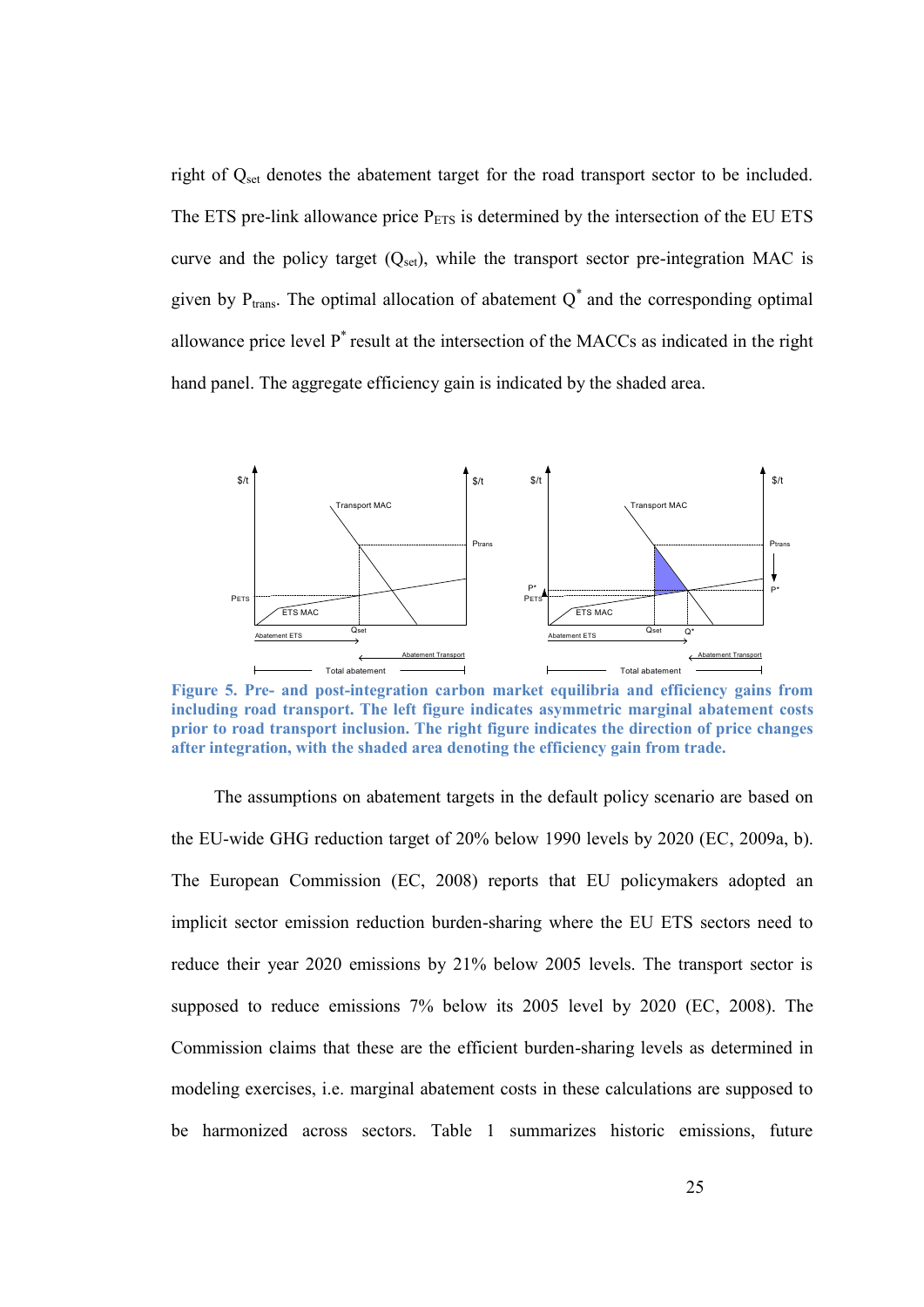right of $Q_{set}$ denotes the abatement target for the road transport sector to be included. The ETS pre-link allowance price $P_{ETS}$ is determined by the intersection of the EU ETS curve and the policy target ($Q_{set}$), while the transport sector pre-integration MAC is given by $P_{trans}$. The optimal allocation of abatement $Q^*$ and the corresponding optimal allowance price level $P^*$ result at the intersection of the MACCs as indicated in the right hand panel. The aggregate efficiency gain is indicated by the shaded area.

**Figure 5. Pre- and post-integration carbon market equilibria and efficiency gains from including road transport. The left figure indicates asymmetric marginal abatement costs prior to road transport inclusion. The right figure indicates the direction of price changes after integration, with the shaded area denoting the efficiency gain from trade.**

The assumptions on abatement targets in the default policy scenario are based on the EU-wide GHG reduction target of 20% below 1990 levels by 2020 (EC, 2009a, b). The European Commission (EC, 2008) reports that EU policymakers adopted an implicit sector emission reduction burden-sharing where the EU ETS sectors need to reduce their year 2020 emissions by 21% below 2005 levels. The transport sector is supposed to reduce emissions 7% below its 2005 level by 2020 (EC, 2008). The Commission claims that these are the efficient burden-sharing levels as determined in modeling exercises, i.e. marginal abatement costs in these calculations are supposed to be harmonized across sectors. Table 1 summarizes historic emissions, future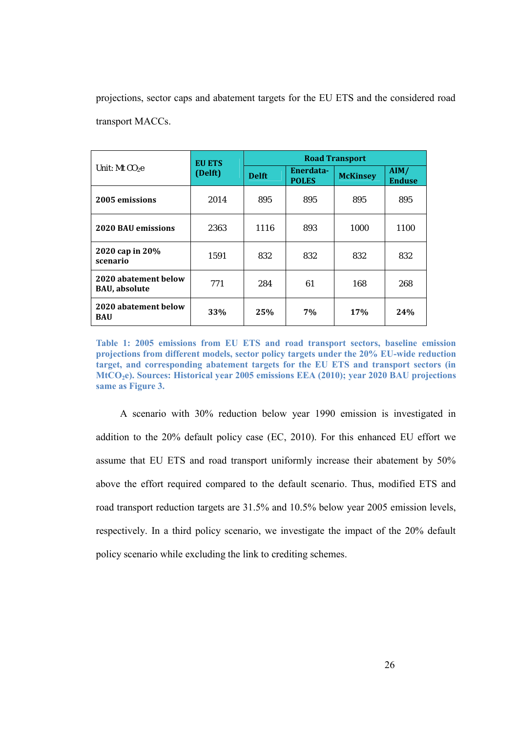projections, sector caps and abatement targets for the EU ETS and the considered road transport MACCs.

| Unit: Mt $CO_2e$ | EU ETS (Delft) | Road Transport | | | |
|---|---|---|---|---|---|
| | | Delft | Enerdata-POLES | McKinsey | AIM/ Enduse |
| **2005 emissions** | 2014 | 895 | 895 | 895 | 895 |
| **2020 BAU emissions** | 2363 | 1116 | 893 | 1000 | 1100 |
| **2020 cap in 20% scenario** | 1591 | 832 | 832 | 832 | 832 |
| **2020 abatement below BAU, absolute** | 771 | 284 | 61 | 168 | 268 |
| **2020 abatement below BAU** | **33%** | **25%** | **7%** | **17%** | **24%** |

**Table 1: 2005 emissions from EU ETS and road transport sectors, baseline emission projections from different models, sector policy targets under the 20% EU-wide reduction target, and corresponding abatement targets for the EU ETS and transport sectors (in $MtCO_2e$). Sources: Historical year 2005 emissions EEA (2010); year 2020 BAU projections same as Figure 3.**

A scenario with 30% reduction below year 1990 emission is investigated in addition to the 20% default policy case (EC, 2010). For this enhanced EU effort we assume that EU ETS and road transport uniformly increase their abatement by 50% above the effort required compared to the default scenario. Thus, modified ETS and road transport reduction targets are 31.5% and 10.5% below year 2005 emission levels, respectively. In a third policy scenario, we investigate the impact of the 20% default policy scenario while excluding the link to crediting schemes.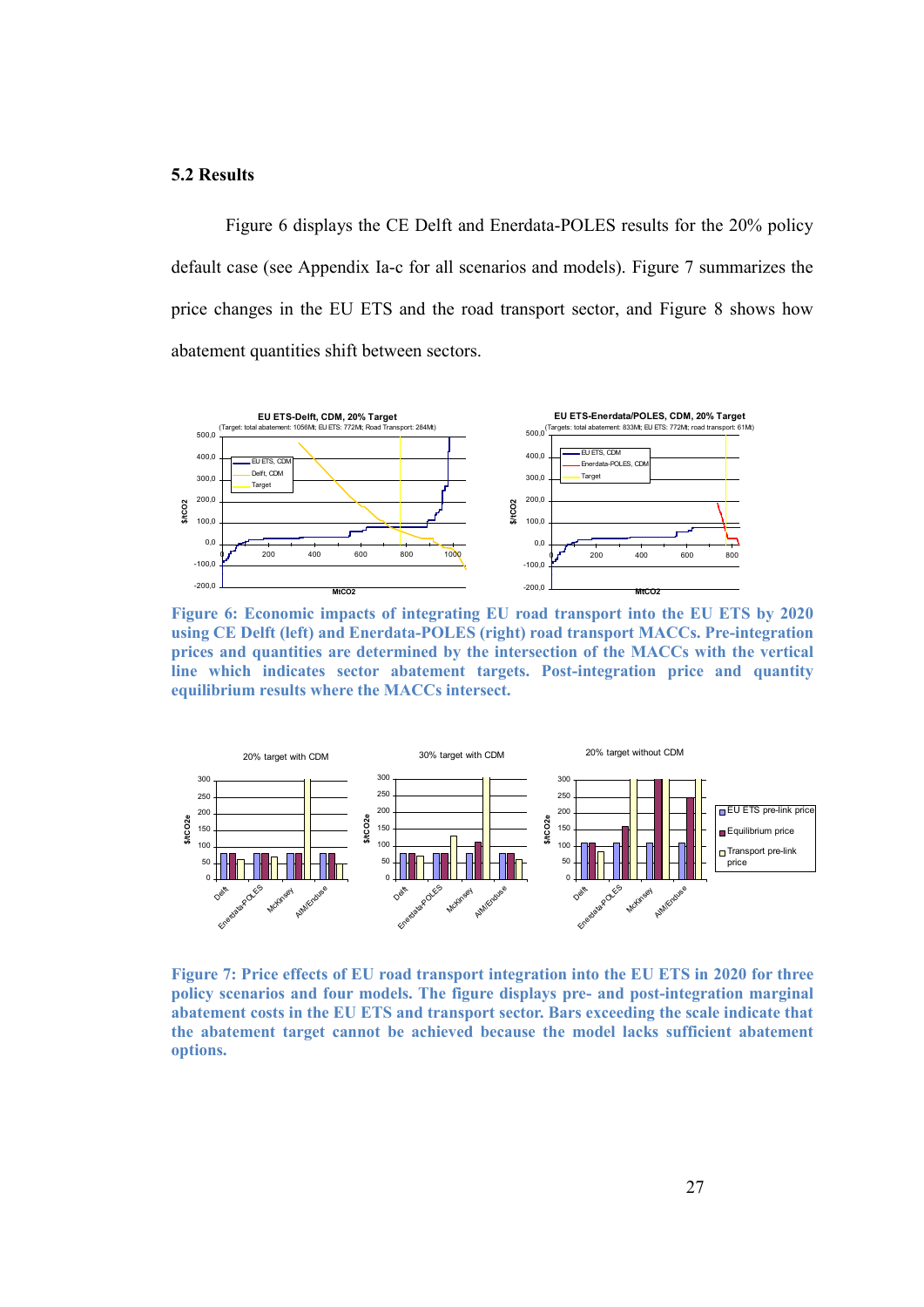## 5.2 Results

Figure 6 displays the CE Delft and Enerdata-POLES results for the 20% policy default case (see Appendix Ia-c for all scenarios and models). Figure 7 summarizes the price changes in the EU ETS and the road transport sector, and Figure 8 shows how abatement quantities shift between sectors.

**Figure 6: Economic impacts of integrating EU road transport into the EU ETS by 2020 using CE Delft (left) and Enerdata-POLES (right) road transport MACCs. Pre-integration prices and quantities are determined by the intersection of the MACCs with the vertical line which indicates sector abatement targets. Post-integration price and quantity equilibrium results where the MACCs intersect.**

**Figure 7: Price effects of EU road transport integration into the EU ETS in 2020 for three policy scenarios and four models. The figure displays pre- and post-integration marginal abatement costs in the EU ETS and transport sector. Bars exceeding the scale indicate that the abatement target cannot be achieved because the model lacks sufficient abatement options.**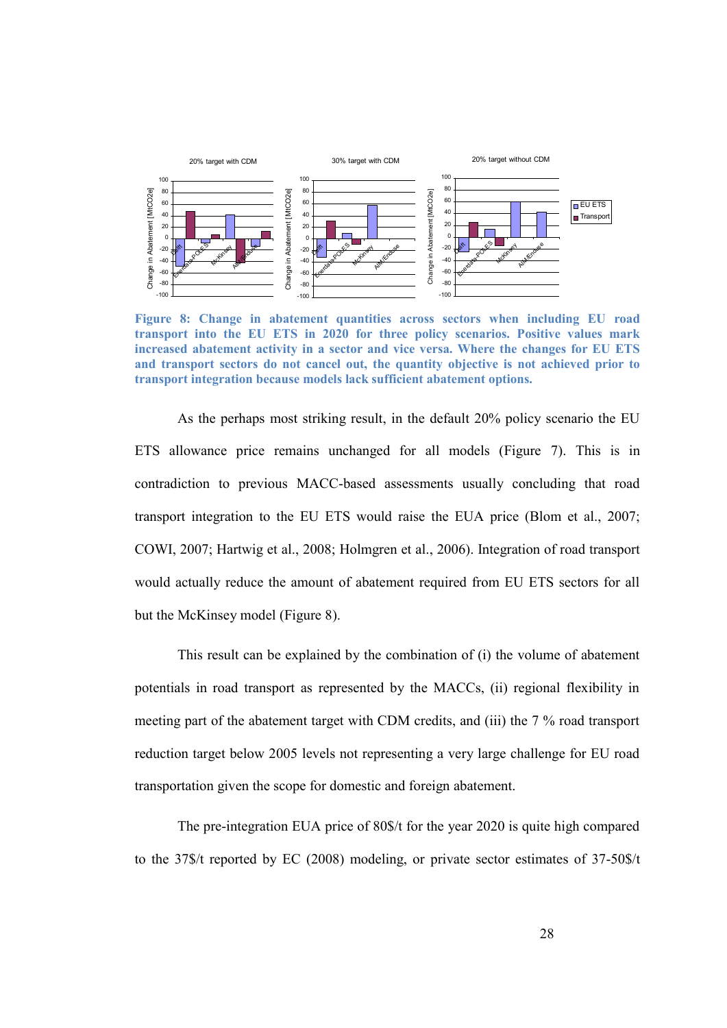**Figure 8: Change in abatement quantities across sectors when including EU road transport into the EU ETS in 2020 for three policy scenarios. Positive values mark increased abatement activity in a sector and vice versa. Where the changes for EU ETS and transport sectors do not cancel out, the quantity objective is not achieved prior to transport integration because models lack sufficient abatement options.**

As the perhaps most striking result, in the default 20% policy scenario the EU ETS allowance price remains unchanged for all models (Figure 7). This is in contradiction to previous MACC-based assessments usually concluding that road transport integration to the EU ETS would raise the EUA price (Blom et al., 2007; COWI, 2007; Hartwig et al., 2008; Holmgren et al., 2006). Integration of road transport would actually reduce the amount of abatement required from EU ETS sectors for all but the McKinsey model (Figure 8).

This result can be explained by the combination of (i) the volume of abatement potentials in road transport as represented by the MACCs, (ii) regional flexibility in meeting part of the abatement target with CDM credits, and (iii) the 7 % road transport reduction target below 2005 levels not representing a very large challenge for EU road transportation given the scope for domestic and foreign abatement.

The pre-integration EUA price of 80$/t for the year 2020 is quite high compared to the 37$/t reported by EC (2008) modeling, or private sector estimates of 37-50$/t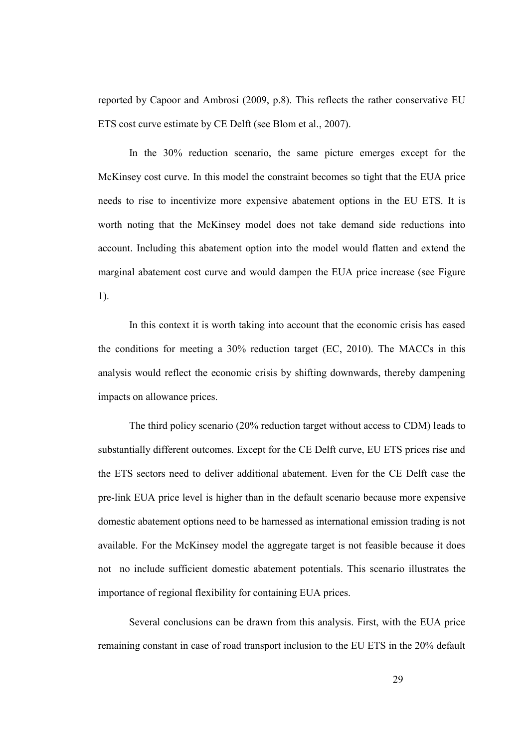reported by Capoor and Ambrosi (2009, p.8). This reflects the rather conservative EU ETS cost curve estimate by CE Delft (see Blom et al., 2007).

In the 30% reduction scenario, the same picture emerges except for the McKinsey cost curve. In this model the constraint becomes so tight that the EUA price needs to rise to incentivize more expensive abatement options in the EU ETS. It is worth noting that the McKinsey model does not take demand side reductions into account. Including this abatement option into the model would flatten and extend the marginal abatement cost curve and would dampen the EUA price increase (see Figure 1).

In this context it is worth taking into account that the economic crisis has eased the conditions for meeting a 30% reduction target (EC, 2010). The MACCs in this analysis would reflect the economic crisis by shifting downwards, thereby dampening impacts on allowance prices.

The third policy scenario (20% reduction target without access to CDM) leads to substantially different outcomes. Except for the CE Delft curve, EU ETS prices rise and the ETS sectors need to deliver additional abatement. Even for the CE Delft case the pre-link EUA price level is higher than in the default scenario because more expensive domestic abatement options need to be harnessed as international emission trading is not available. For the McKinsey model the aggregate target is not feasible because it does not  no include sufficient domestic abatement potentials. This scenario illustrates the importance of regional flexibility for containing EUA prices.

Several conclusions can be drawn from this analysis. First, with the EUA price remaining constant in case of road transport inclusion to the EU ETS in the 20% default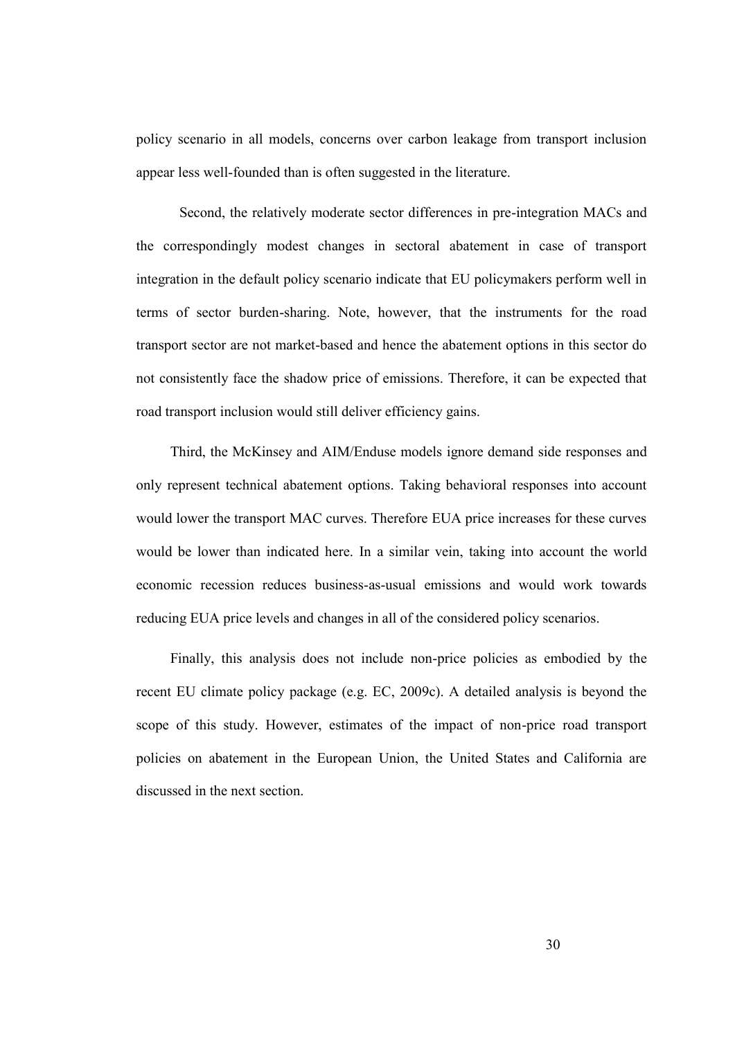policy scenario in all models, concerns over carbon leakage from transport inclusion appear less well-founded than is often suggested in the literature.

Second, the relatively moderate sector differences in pre-integration MACs and the correspondingly modest changes in sectoral abatement in case of transport integration in the default policy scenario indicate that EU policymakers perform well in terms of sector burden-sharing. Note, however, that the instruments for the road transport sector are not market-based and hence the abatement options in this sector do not consistently face the shadow price of emissions. Therefore, it can be expected that road transport inclusion would still deliver efficiency gains.

Third, the McKinsey and AIM/Enduse models ignore demand side responses and only represent technical abatement options. Taking behavioral responses into account would lower the transport MAC curves. Therefore EUA price increases for these curves would be lower than indicated here. In a similar vein, taking into account the world economic recession reduces business-as-usual emissions and would work towards reducing EUA price levels and changes in all of the considered policy scenarios.

Finally, this analysis does not include non-price policies as embodied by the recent EU climate policy package (e.g. EC, 2009c). A detailed analysis is beyond the scope of this study. However, estimates of the impact of non-price road transport policies on abatement in the European Union, the United States and California are discussed in the next section.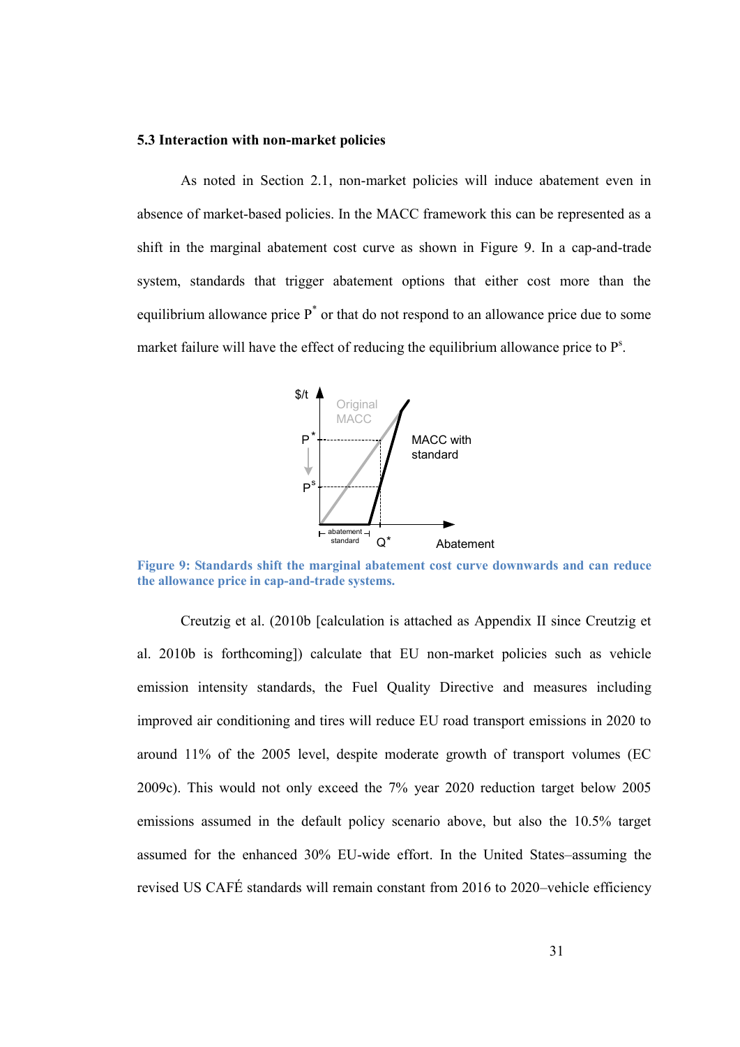### 5.3 Interaction with non-market policies

As noted in Section 2.1, non-market policies will induce abatement even in absence of market-based policies. In the MACC framework this can be represented as a shift in the marginal abatement cost curve as shown in Figure 9. In a cap-and-trade system, standards that trigger abatement options that either cost more than the equilibrium allowance price $P^*$ or that do not respond to an allowance price due to some market failure will have the effect of reducing the equilibrium allowance price to $P^s$.

**Figure 9: Standards shift the marginal abatement cost curve downwards and can reduce the allowance price in cap-and-trade systems.**

Creutzig et al. (2010b [calculation is attached as Appendix II since Creutzig et al. 2010b is forthcoming]) calculate that EU non-market policies such as vehicle emission intensity standards, the Fuel Quality Directive and measures including improved air conditioning and tires will reduce EU road transport emissions in 2020 to around 11% of the 2005 level, despite moderate growth of transport volumes (EC 2009c). This would not only exceed the 7% year 2020 reduction target below 2005 emissions assumed in the default policy scenario above, but also the 10.5% target assumed for the enhanced 30% EU-wide effort. In the United States–assuming the revised US CAFÉ standards will remain constant from 2016 to 2020–vehicle efficiency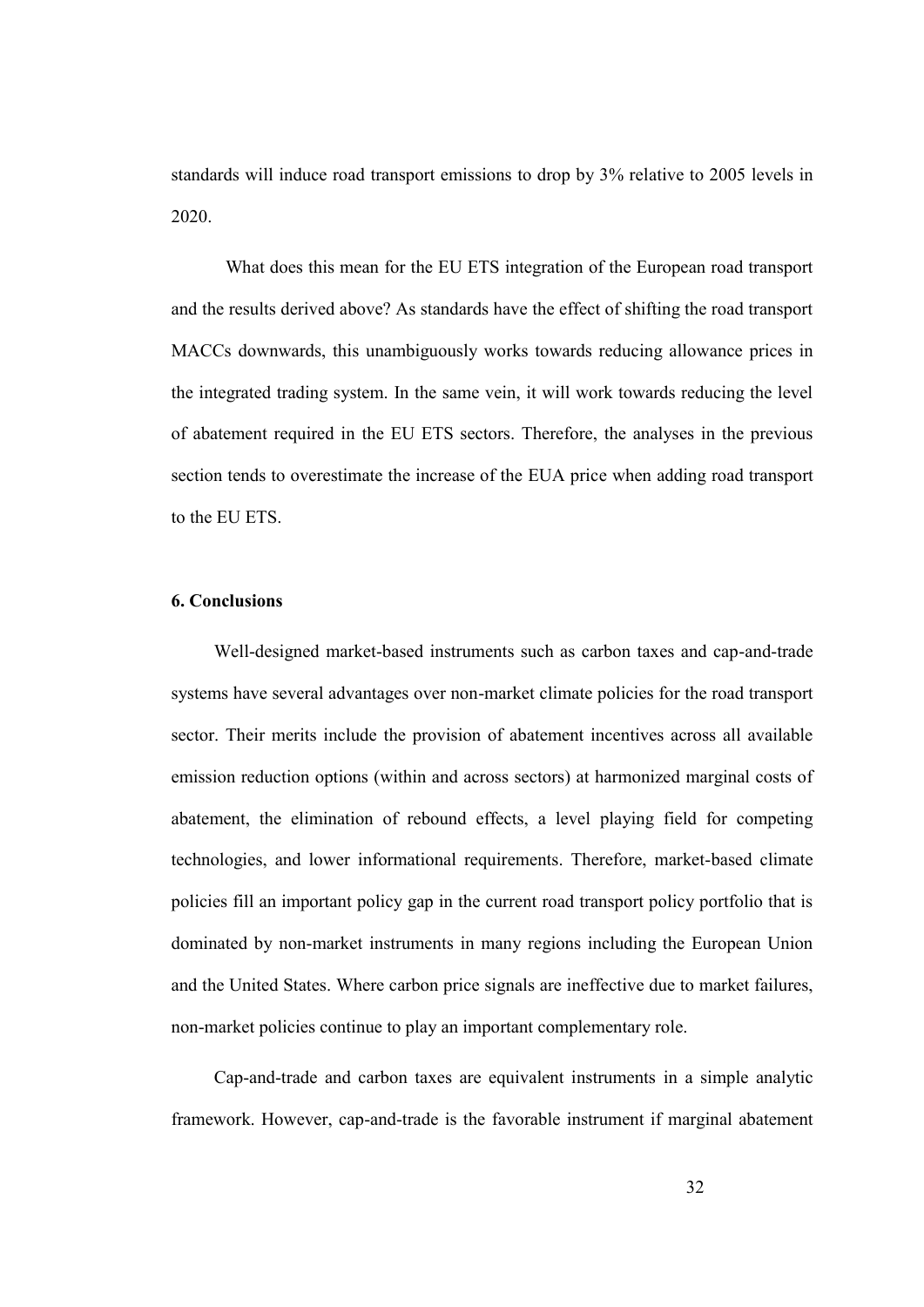standards will induce road transport emissions to drop by 3% relative to 2005 levels in 2020.

What does this mean for the EU ETS integration of the European road transport and the results derived above? As standards have the effect of shifting the road transport MACCs downwards, this unambiguously works towards reducing allowance prices in the integrated trading system. In the same vein, it will work towards reducing the level of abatement required in the EU ETS sectors. Therefore, the analyses in the previous section tends to overestimate the increase of the EUA price when adding road transport to the EU ETS.

## 6. Conclusions

Well-designed market-based instruments such as carbon taxes and cap-and-trade systems have several advantages over non-market climate policies for the road transport sector. Their merits include the provision of abatement incentives across all available emission reduction options (within and across sectors) at harmonized marginal costs of abatement, the elimination of rebound effects, a level playing field for competing technologies, and lower informational requirements. Therefore, market-based climate policies fill an important policy gap in the current road transport policy portfolio that is dominated by non-market instruments in many regions including the European Union and the United States. Where carbon price signals are ineffective due to market failures, non-market policies continue to play an important complementary role.

Cap-and-trade and carbon taxes are equivalent instruments in a simple analytic framework. However, cap-and-trade is the favorable instrument if marginal abatement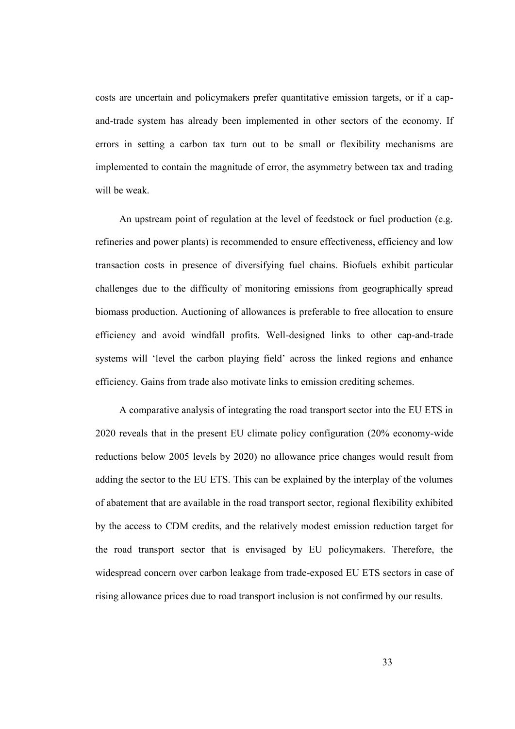costs are uncertain and policymakers prefer quantitative emission targets, or if a cap-and-trade system has already been implemented in other sectors of the economy. If errors in setting a carbon tax turn out to be small or flexibility mechanisms are implemented to contain the magnitude of error, the asymmetry between tax and trading will be weak.

An upstream point of regulation at the level of feedstock or fuel production (e.g. refineries and power plants) is recommended to ensure effectiveness, efficiency and low transaction costs in presence of diversifying fuel chains. Biofuels exhibit particular challenges due to the difficulty of monitoring emissions from geographically spread biomass production. Auctioning of allowances is preferable to free allocation to ensure efficiency and avoid windfall profits. Well-designed links to other cap-and-trade systems will 'level the carbon playing field' across the linked regions and enhance efficiency. Gains from trade also motivate links to emission crediting schemes.

A comparative analysis of integrating the road transport sector into the EU ETS in 2020 reveals that in the present EU climate policy configuration (20% economy-wide reductions below 2005 levels by 2020) no allowance price changes would result from adding the sector to the EU ETS. This can be explained by the interplay of the volumes of abatement that are available in the road transport sector, regional flexibility exhibited by the access to CDM credits, and the relatively modest emission reduction target for the road transport sector that is envisaged by EU policymakers. Therefore, the widespread concern over carbon leakage from trade-exposed EU ETS sectors in case of rising allowance prices due to road transport inclusion is not confirmed by our results.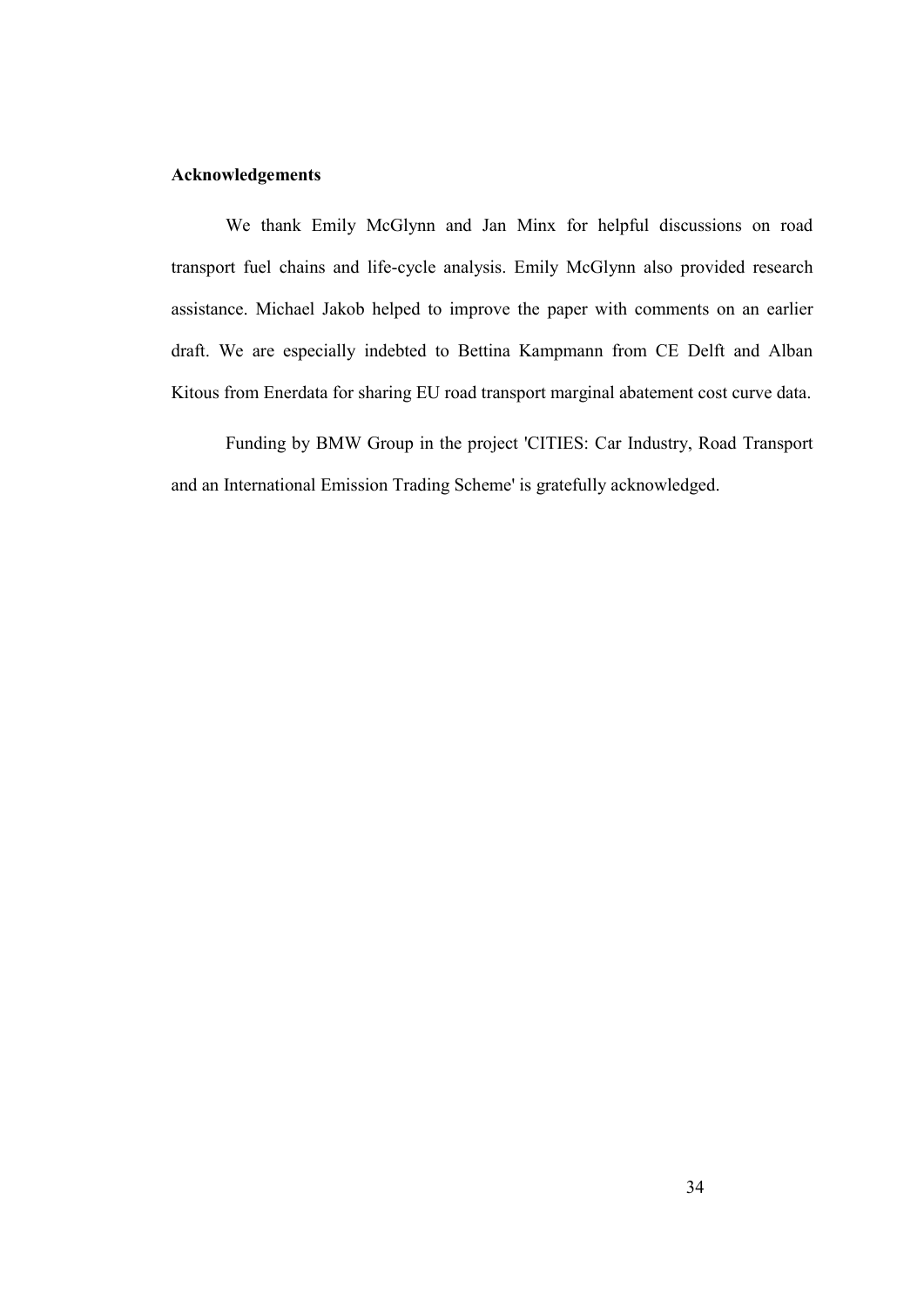## Acknowledgements

We thank Emily McGlynn and Jan Minx for helpful discussions on road transport fuel chains and life-cycle analysis. Emily McGlynn also provided research assistance. Michael Jakob helped to improve the paper with comments on an earlier draft. We are especially indebted to Bettina Kampmann from CE Delft and Alban Kitous from Enerdata for sharing EU road transport marginal abatement cost curve data.

Funding by BMW Group in the project 'CITIES: Car Industry, Road Transport and an International Emission Trading Scheme' is gratefully acknowledged.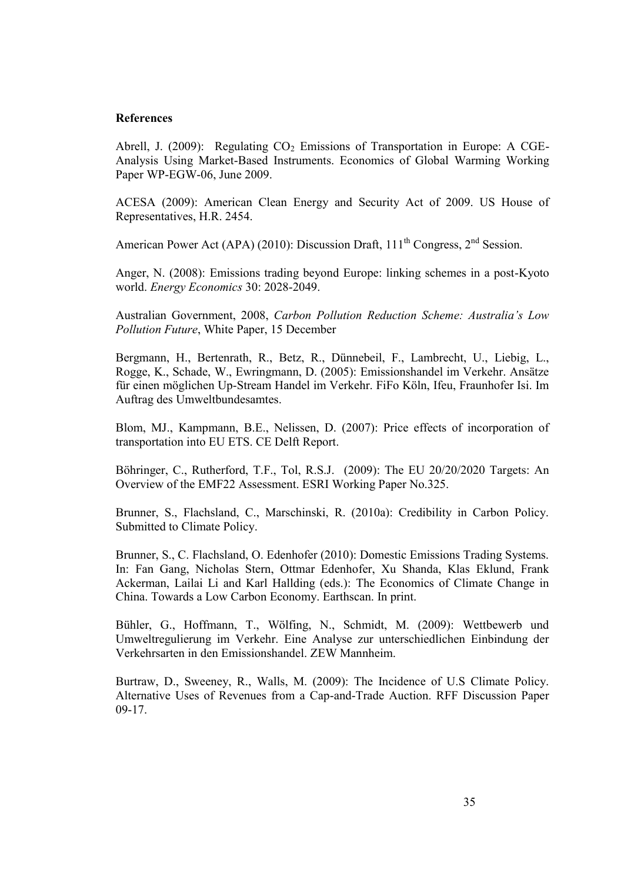**References**

Abrell, J. (2009): Regulating $CO_2$ Emissions of Transportation in Europe: A CGE-Analysis Using Market-Based Instruments. Economics of Global Warming Working Paper WP-EGW-06, June 2009.

ACESA (2009): American Clean Energy and Security Act of 2009. US House of Representatives, H.R. 2454.

American Power Act (APA) (2010): Discussion Draft, 111th Congress, 2nd Session.

Anger, N. (2008): Emissions trading beyond Europe: linking schemes in a post-Kyoto world. *Energy Economics* 30: 2028-2049.

Australian Government, 2008, *Carbon Pollution Reduction Scheme: Australia's Low Pollution Future*, White Paper, 15 December

Bergmann, H., Bertenrath, R., Betz, R., Dünnebeil, F., Lambrecht, U., Liebig, L., Rogge, K., Schade, W., Ewringmann, D. (2005): Emissionshandel im Verkehr. Ansätze für einen möglichen Up-Stream Handel im Verkehr. FiFo Köln, Ifeu, Fraunhofer Isi. Im Auftrag des Umweltbundesamtes.

Blom, MJ., Kampmann, B.E., Nelissen, D. (2007): Price effects of incorporation of transportation into EU ETS. CE Delft Report.

Böhringer, C., Rutherford, T.F., Tol, R.S.J. (2009): The EU 20/20/2020 Targets: An Overview of the EMF22 Assessment. ESRI Working Paper No.325.

Brunner, S., Flachsland, C., Marschinski, R. (2010a): Credibility in Carbon Policy. Submitted to Climate Policy.

Brunner, S., C. Flachsland, O. Edenhofer (2010): Domestic Emissions Trading Systems. In: Fan Gang, Nicholas Stern, Ottmar Edenhofer, Xu Shanda, Klas Eklund, Frank Ackerman, Lailai Li and Karl Hallding (eds.): The Economics of Climate Change in China. Towards a Low Carbon Economy. Earthscan. In print.

Bühler, G., Hoffmann, T., Wölfing, N., Schmidt, M. (2009): Wettbewerb und Umweltregulierung im Verkehr. Eine Analyse zur unterschiedlichen Einbindung der Verkehrsarten in den Emissionshandel. ZEW Mannheim.

Burtraw, D., Sweeney, R., Walls, M. (2009): The Incidence of U.S Climate Policy. Alternative Uses of Revenues from a Cap-and-Trade Auction. RFF Discussion Paper 09-17.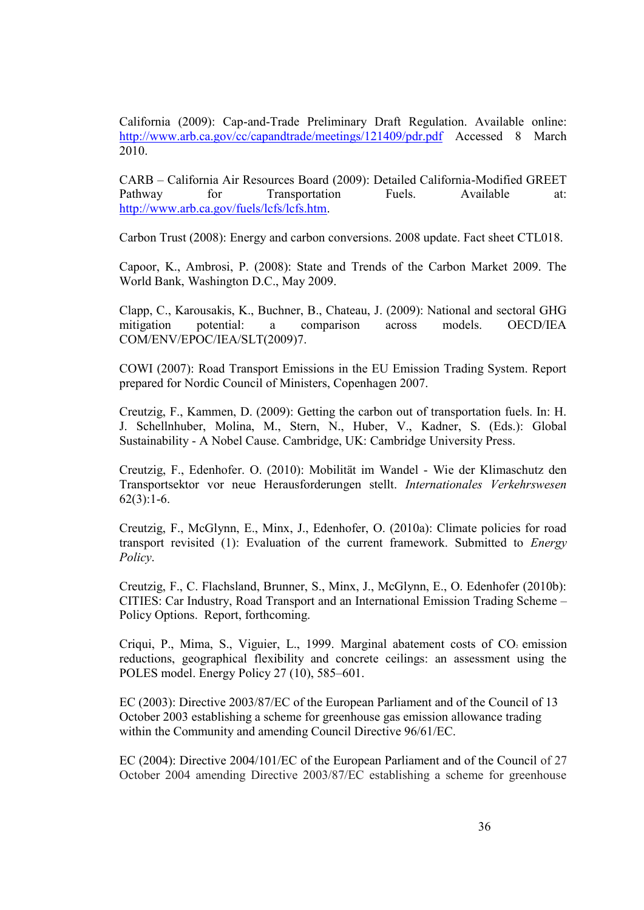California (2009): Cap-and-Trade Preliminary Draft Regulation. Available online: http://www.arb.ca.gov/cc/capandtrade/meetings/121409/pdr.pdf Accessed 8 March 2010.

CARB – California Air Resources Board (2009): Detailed California-Modified GREET Pathway for Transportation Fuels. Available at: http://www.arb.ca.gov/fuels/lcfs/lcfs.htm.

Carbon Trust (2008): Energy and carbon conversions. 2008 update. Fact sheet CTL018.

Capoor, K., Ambrosi, P. (2008): State and Trends of the Carbon Market 2009. The World Bank, Washington D.C., May 2009.

Clapp, C., Karousakis, K., Buchner, B., Chateau, J. (2009): National and sectoral GHG mitigation potential: a comparison across models. OECD/IEA COM/ENV/EPOC/IEA/SLT(2009)7.

COWI (2007): Road Transport Emissions in the EU Emission Trading System. Report prepared for Nordic Council of Ministers, Copenhagen 2007.

Creutzig, F., Kammen, D. (2009): Getting the carbon out of transportation fuels. In: H. J. Schellnhuber, Molina, M., Stern, N., Huber, V., Kadner, S. (Eds.): Global Sustainability - A Nobel Cause. Cambridge, UK: Cambridge University Press.

Creutzig, F., Edenhofer. O. (2010): Mobilität im Wandel - Wie der Klimaschutz den Transportsektor vor neue Herausforderungen stellt. *Internationales Verkehrswesen* 62(3):1-6.

Creutzig, F., McGlynn, E., Minx, J., Edenhofer, O. (2010a): Climate policies for road transport revisited (1): Evaluation of the current framework. Submitted to *Energy Policy*.

Creutzig, F., C. Flachsland, Brunner, S., Minx, J., McGlynn, E., O. Edenhofer (2010b): CITIES: Car Industry, Road Transport and an International Emission Trading Scheme – Policy Options. Report, forthcoming.

Criqui, P., Mima, S., Viguier, L., 1999. Marginal abatement costs of $CO_2$ emission reductions, geographical flexibility and concrete ceilings: an assessment using the POLES model. Energy Policy 27 (10), 585–601.

EC (2003): Directive 2003/87/EC of the European Parliament and of the Council of 13 October 2003 establishing a scheme for greenhouse gas emission allowance trading within the Community and amending Council Directive 96/61/EC.

EC (2004): Directive 2004/101/EC of the European Parliament and of the Council of 27 October 2004 amending Directive 2003/87/EC establishing a scheme for greenhouse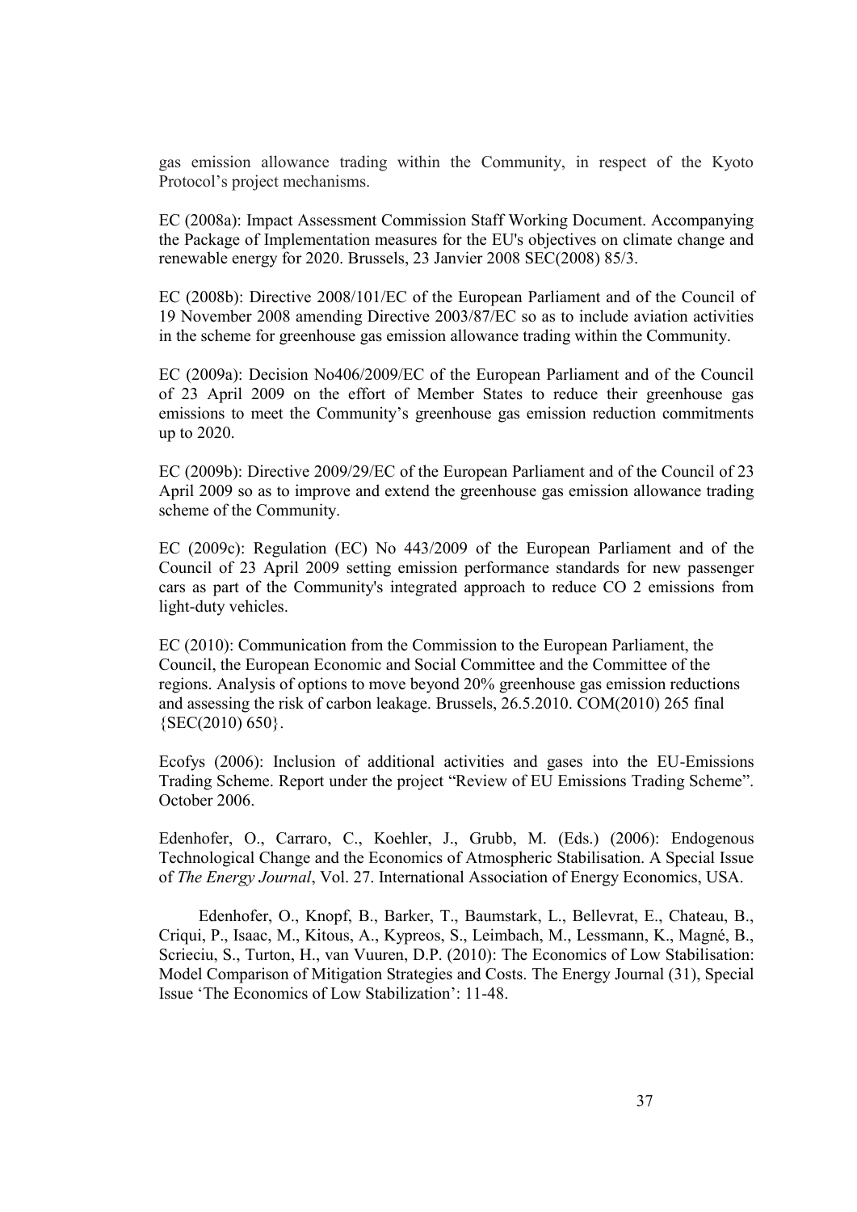gas emission allowance trading within the Community, in respect of the Kyoto Protocol's project mechanisms.

EC (2008a): Impact Assessment Commission Staff Working Document. Accompanying the Package of Implementation measures for the EU's objectives on climate change and renewable energy for 2020. Brussels, 23 Janvier 2008 SEC(2008) 85/3.

EC (2008b): Directive 2008/101/EC of the European Parliament and of the Council of 19 November 2008 amending Directive 2003/87/EC so as to include aviation activities in the scheme for greenhouse gas emission allowance trading within the Community.

EC (2009a): Decision No406/2009/EC of the European Parliament and of the Council of 23 April 2009 on the effort of Member States to reduce their greenhouse gas emissions to meet the Community's greenhouse gas emission reduction commitments up to 2020.

EC (2009b): Directive 2009/29/EC of the European Parliament and of the Council of 23 April 2009 so as to improve and extend the greenhouse gas emission allowance trading scheme of the Community.

EC (2009c): Regulation (EC) No 443/2009 of the European Parliament and of the Council of 23 April 2009 setting emission performance standards for new passenger cars as part of the Community's integrated approach to reduce CO 2 emissions from light-duty vehicles.

EC (2010): Communication from the Commission to the European Parliament, the Council, the European Economic and Social Committee and the Committee of the regions. Analysis of options to move beyond 20% greenhouse gas emission reductions and assessing the risk of carbon leakage. Brussels, 26.5.2010. COM(2010) 265 final {SEC(2010) 650}.

Ecofys (2006): Inclusion of additional activities and gases into the EU-Emissions Trading Scheme. Report under the project "Review of EU Emissions Trading Scheme". October 2006.

Edenhofer, O., Carraro, C., Koehler, J., Grubb, M. (Eds.) (2006): Endogenous Technological Change and the Economics of Atmospheric Stabilisation. A Special Issue of *The Energy Journal*, Vol. 27. International Association of Energy Economics, USA.

Edenhofer, O., Knopf, B., Barker, T., Baumstark, L., Bellevrat, E., Chateau, B., Criqui, P., Isaac, M., Kitous, A., Kypreos, S., Leimbach, M., Lessmann, K., Magné, B., Scrieciu, S., Turton, H., van Vuuren, D.P. (2010): The Economics of Low Stabilisation: Model Comparison of Mitigation Strategies and Costs. The Energy Journal (31), Special Issue 'The Economics of Low Stabilization': 11-48.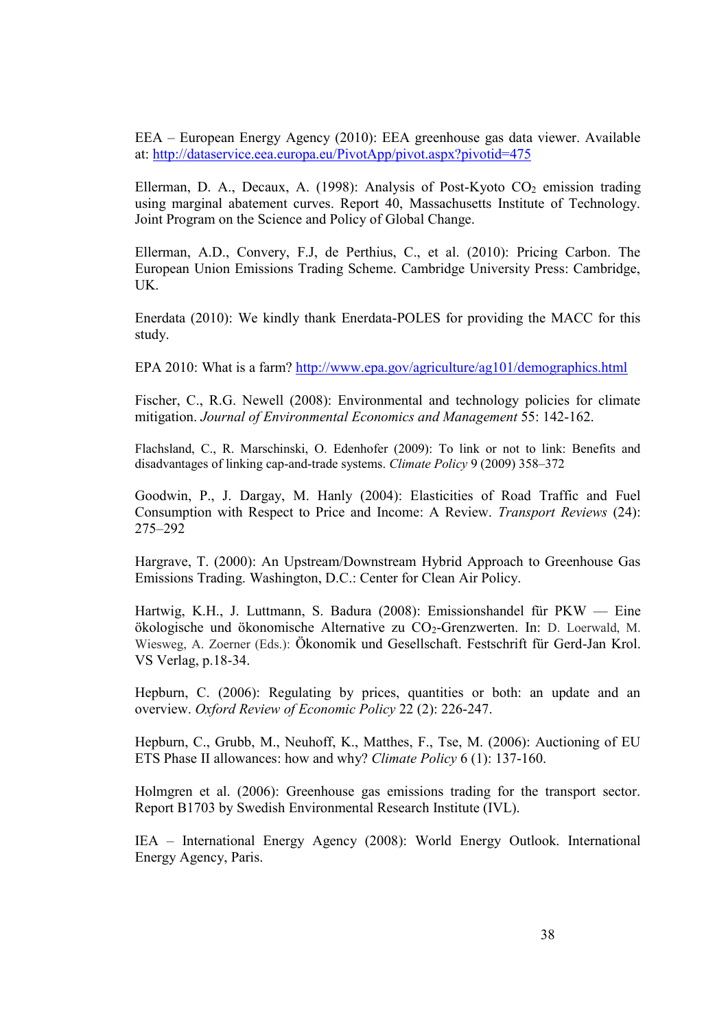EEA – European Energy Agency (2010): EEA greenhouse gas data viewer. Available at: http://dataservice.eea.europa.eu/PivotApp/pivot.aspx?pivotid=475

Ellerman, D. A., Decaux, A. (1998): Analysis of Post-Kyoto $CO_2$ emission trading using marginal abatement curves. Report 40, Massachusetts Institute of Technology. Joint Program on the Science and Policy of Global Change.

Ellerman, A.D., Convery, F.J, de Perthius, C., et al. (2010): Pricing Carbon. The European Union Emissions Trading Scheme. Cambridge University Press: Cambridge, UK.

Enerdata (2010): We kindly thank Enerdata-POLES for providing the MACC for this study.

EPA 2010: What is a farm? http://www.epa.gov/agriculture/ag101/demographics.html

Fischer, C., R.G. Newell (2008): Environmental and technology policies for climate mitigation. *Journal of Environmental Economics and Management* 55: 142-162.

Flachsland, C., R. Marschinski, O. Edenhofer (2009): To link or not to link: Benefits and disadvantages of linking cap-and-trade systems. *Climate Policy* 9 (2009) 358–372

Goodwin, P., J. Dargay, M. Hanly (2004): Elasticities of Road Traffic and Fuel Consumption with Respect to Price and Income: A Review. *Transport Reviews* (24): 275–292

Hargrave, T. (2000): An Upstream/Downstream Hybrid Approach to Greenhouse Gas Emissions Trading. Washington, D.C.: Center for Clean Air Policy.

Hartwig, K.H., J. Luttmann, S. Badura (2008): Emissionshandel für PKW — Eine ökologische und ökonomische Alternative zu $CO_2$-Grenzwerten. In: D. Loerwald, M. Wiesweg, A. Zoerner (Eds.): Ökonomik und Gesellschaft. Festschrift für Gerd-Jan Krol. VS Verlag, p.18-34.

Hepburn, C. (2006): Regulating by prices, quantities or both: an update and an overview. *Oxford Review of Economic Policy* 22 (2): 226-247.

Hepburn, C., Grubb, M., Neuhoff, K., Matthes, F., Tse, M. (2006): Auctioning of EU ETS Phase II allowances: how and why? *Climate Policy* 6 (1): 137-160.

Holmgren et al. (2006): Greenhouse gas emissions trading for the transport sector. Report B1703 by Swedish Environmental Research Institute (IVL).

IEA – International Energy Agency (2008): World Energy Outlook. International Energy Agency, Paris.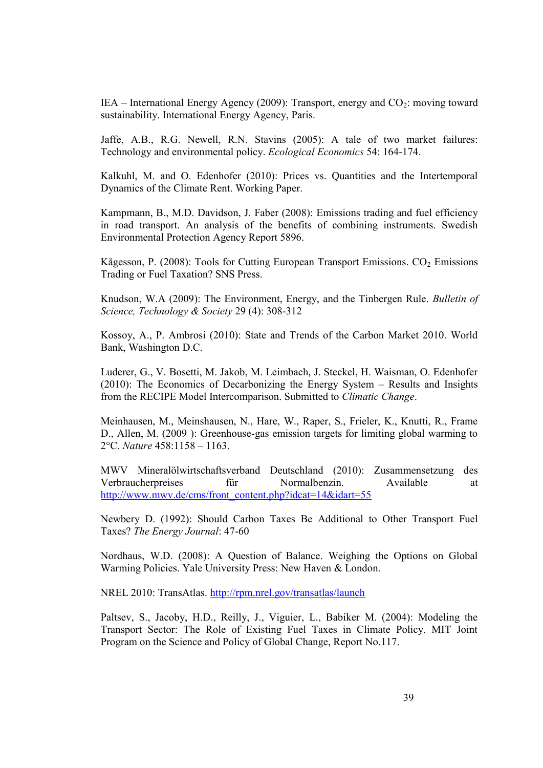IEA – International Energy Agency (2009): Transport, energy and $CO_2$: moving toward sustainability. International Energy Agency, Paris.

Jaffe, A.B., R.G. Newell, R.N. Stavins (2005): A tale of two market failures: Technology and environmental policy. *Ecological Economics* 54: 164-174.

Kalkuhl, M. and O. Edenhofer (2010): Prices vs. Quantities and the Intertemporal Dynamics of the Climate Rent. Working Paper.

Kampmann, B., M.D. Davidson, J. Faber (2008): Emissions trading and fuel efficiency in road transport. An analysis of the benefits of combining instruments. Swedish Environmental Protection Agency Report 5896.

Kågesson, P. (2008): Tools for Cutting European Transport Emissions. $CO_2$ Emissions Trading or Fuel Taxation? SNS Press.

Knudson, W.A (2009): The Environment, Energy, and the Tinbergen Rule. *Bulletin of Science, Technology & Society* 29 (4): 308-312

Kossoy, A., P. Ambrosi (2010): State and Trends of the Carbon Market 2010. World Bank, Washington D.C.

Luderer, G., V. Bosetti, M. Jakob, M. Leimbach, J. Steckel, H. Waisman, O. Edenhofer (2010): The Economics of Decarbonizing the Energy System – Results and Insights from the RECIPE Model Intercomparison. Submitted to *Climatic Change*.

Meinhausen, M., Meinshausen, N., Hare, W., Raper, S., Frieler, K., Knutti, R., Frame D., Allen, M. (2009 ): Greenhouse-gas emission targets for limiting global warming to 2°C. *Nature* 458:1158 – 1163.

MWV Mineralölwirtschaftsverband Deutschland (2010): Zusammensetzung des Verbraucherpreises für Normalbenzin. Available at http://www.mwv.de/cms/front_content.php?idcat=14&idart=55

Newbery D. (1992): Should Carbon Taxes Be Additional to Other Transport Fuel Taxes? *The Energy Journal*: 47-60

Nordhaus, W.D. (2008): A Question of Balance. Weighing the Options on Global Warming Policies. Yale University Press: New Haven & London.

NREL 2010: TransAtlas. http://rpm.nrel.gov/transatlas/launch

Paltsev, S., Jacoby, H.D., Reilly, J., Viguier, L., Babiker M. (2004): Modeling the Transport Sector: The Role of Existing Fuel Taxes in Climate Policy. MIT Joint Program on the Science and Policy of Global Change, Report No.117.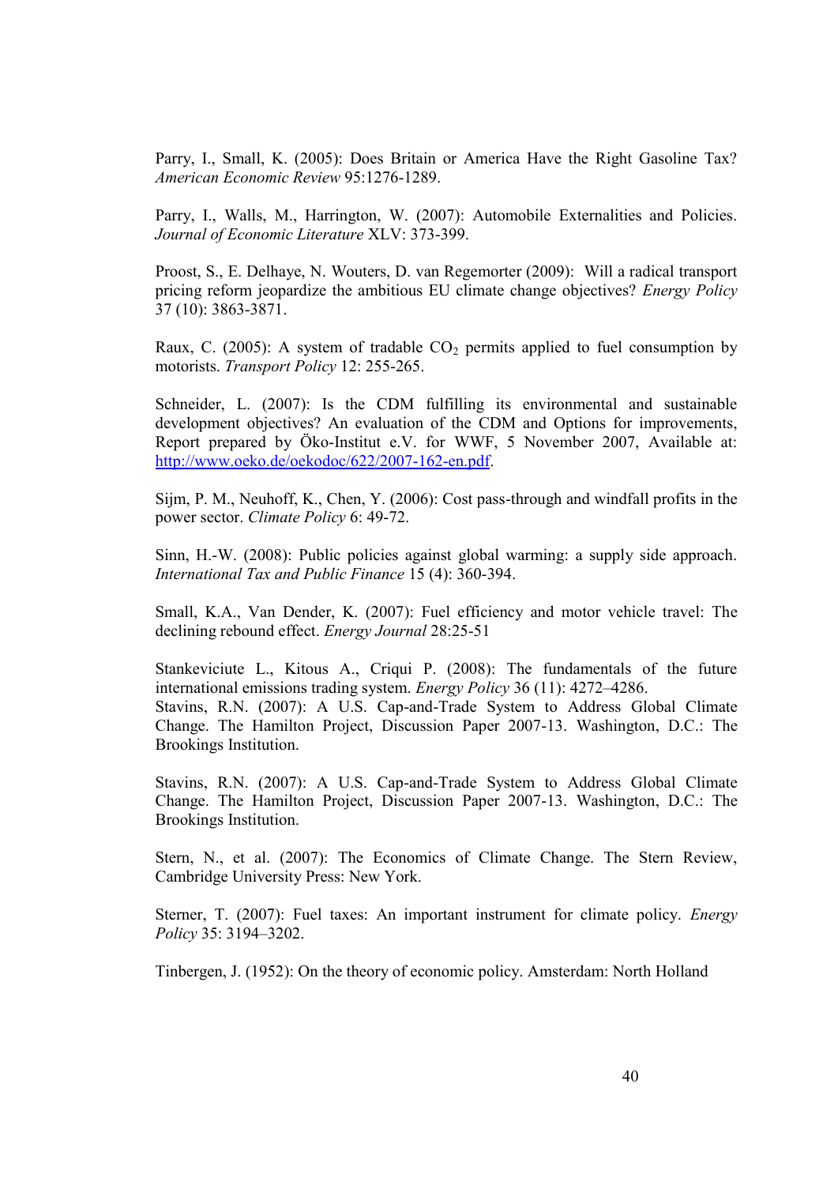Parry, I., Small, K. (2005): Does Britain or America Have the Right Gasoline Tax? *American Economic Review* 95:1276-1289.

Parry, I., Walls, M., Harrington, W. (2007): Automobile Externalities and Policies. *Journal of Economic Literature* XLV: 373-399.

Proost, S., E. Delhaye, N. Wouters, D. van Regemorter (2009): Will a radical transport pricing reform jeopardize the ambitious EU climate change objectives? *Energy Policy* 37 (10): 3863-3871.

Raux, C. (2005): A system of tradable $CO_2$ permits applied to fuel consumption by motorists. *Transport Policy* 12: 255-265.

Schneider, L. (2007): Is the CDM fulfilling its environmental and sustainable development objectives? An evaluation of the CDM and Options for improvements, Report prepared by Öko-Institut e.V. for WWF, 5 November 2007, Available at: http://www.oeko.de/oekodoc/622/2007-162-en.pdf.

Sijm, P. M., Neuhoff, K., Chen, Y. (2006): Cost pass-through and windfall profits in the power sector. *Climate Policy* 6: 49-72.

Sinn, H.-W. (2008): Public policies against global warming: a supply side approach. *International Tax and Public Finance* 15 (4): 360-394.

Small, K.A., Van Dender, K. (2007): Fuel efficiency and motor vehicle travel: The declining rebound effect. *Energy Journal* 28:25-51

Stankeviciute L., Kitous A., Criqui P. (2008): The fundamentals of the future international emissions trading system. *Energy Policy* 36 (11): 4272–4286.

Stavins, R.N. (2007): A U.S. Cap-and-Trade System to Address Global Climate Change. The Hamilton Project, Discussion Paper 2007-13. Washington, D.C.: The Brookings Institution.

Stavins, R.N. (2007): A U.S. Cap-and-Trade System to Address Global Climate Change. The Hamilton Project, Discussion Paper 2007-13. Washington, D.C.: The Brookings Institution.

Stern, N., et al. (2007): The Economics of Climate Change. The Stern Review, Cambridge University Press: New York.

Sterner, T. (2007): Fuel taxes: An important instrument for climate policy. *Energy Policy* 35: 3194–3202.

Tinbergen, J. (1952): On the theory of economic policy. Amsterdam: North Holland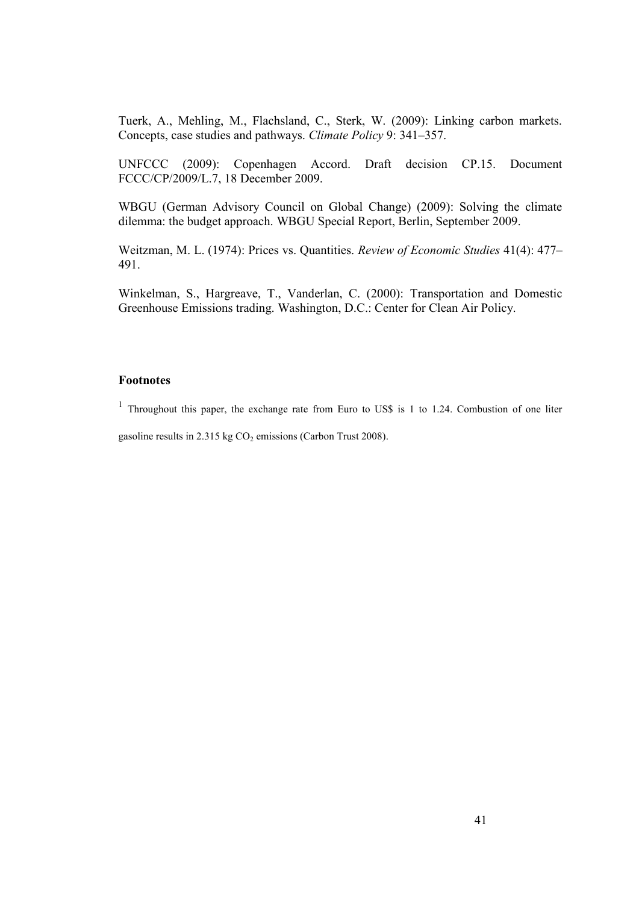Tuerk, A., Mehling, M., Flachsland, C., Sterk, W. (2009): Linking carbon markets. Concepts, case studies and pathways. *Climate Policy* 9: 341–357.

UNFCCC (2009): Copenhagen Accord. Draft decision CP.15. Document FCCC/CP/2009/L.7, 18 December 2009.

WBGU (German Advisory Council on Global Change) (2009): Solving the climate dilemma: the budget approach. WBGU Special Report, Berlin, September 2009.

Weitzman, M. L. (1974): Prices vs. Quantities. *Review of Economic Studies* 41(4): 477–491.

Winkelman, S., Hargreave, T., Vanderlan, C. (2000): Transportation and Domestic Greenhouse Emissions trading. Washington, D.C.: Center for Clean Air Policy.

### Footnotes

[1] Throughout this paper, the exchange rate from Euro to US$ is 1 to 1.24. Combustion of one liter gasoline results in 2.315 kg $CO_2$ emissions (Carbon Trust 2008).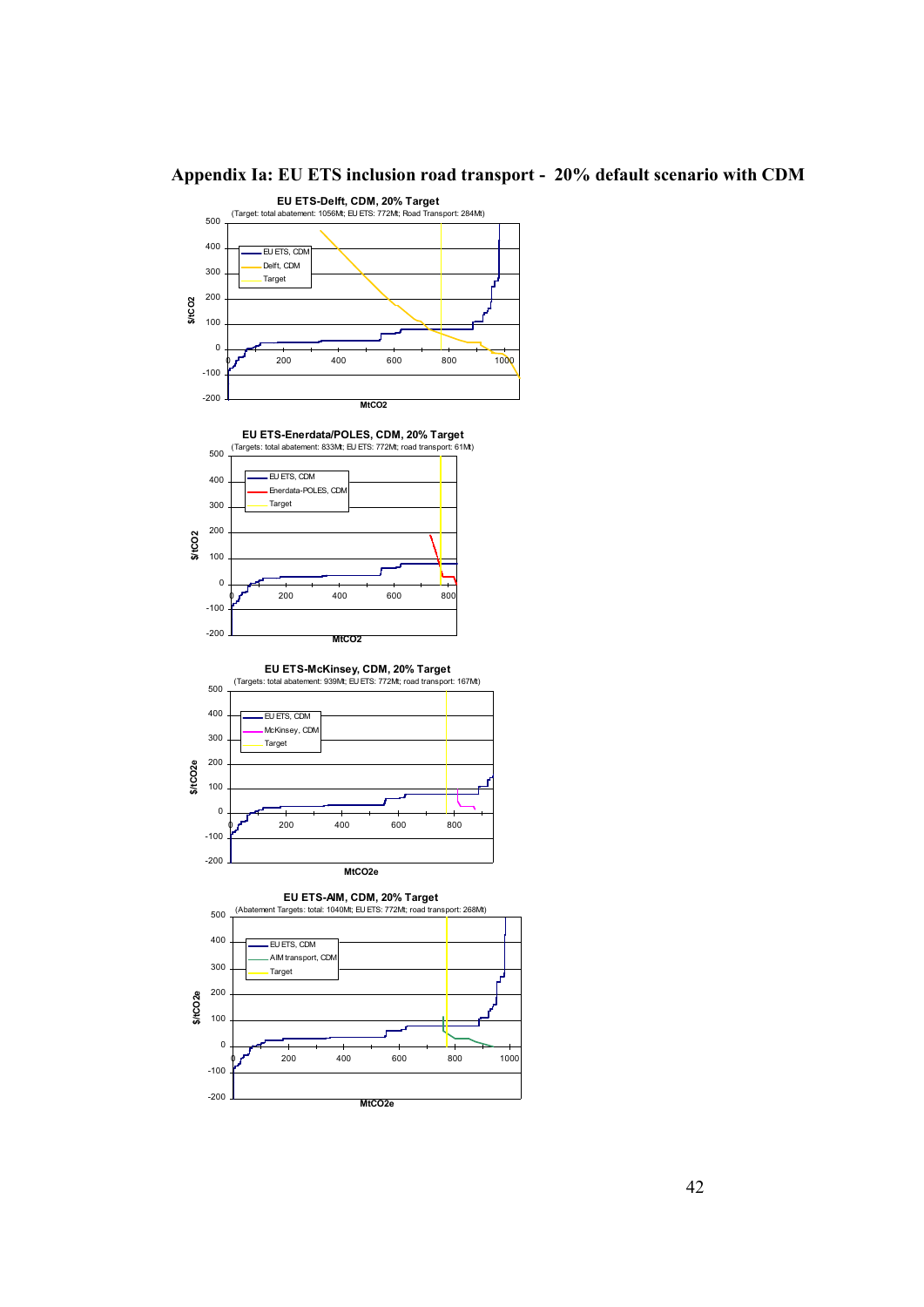# Appendix Ia: EU ETS inclusion road transport - 20% default scenario with CDM

**EU ETS-Delft, CDM, 20% Target**

(Target: total abatement: 1056Mt; EU ETS: 772Mt; Road Transport: 284Mt)

**EU ETS-Enerdata/POLES, CDM, 20% Target**

(Targets: total abatement: 833Mt; EU ETS: 772Mt; road transport: 61Mt)

**EU ETS-McKinsey, CDM, 20% Target**

(Targets: total abatement: 939Mt; EU ETS: 772Mt; road transport: 167Mt)

**EU ETS-AIM, CDM, 20% Target**

(Abatement Targets: total: 1040Mt; EU ETS: 772Mt; road transport: 268Mt)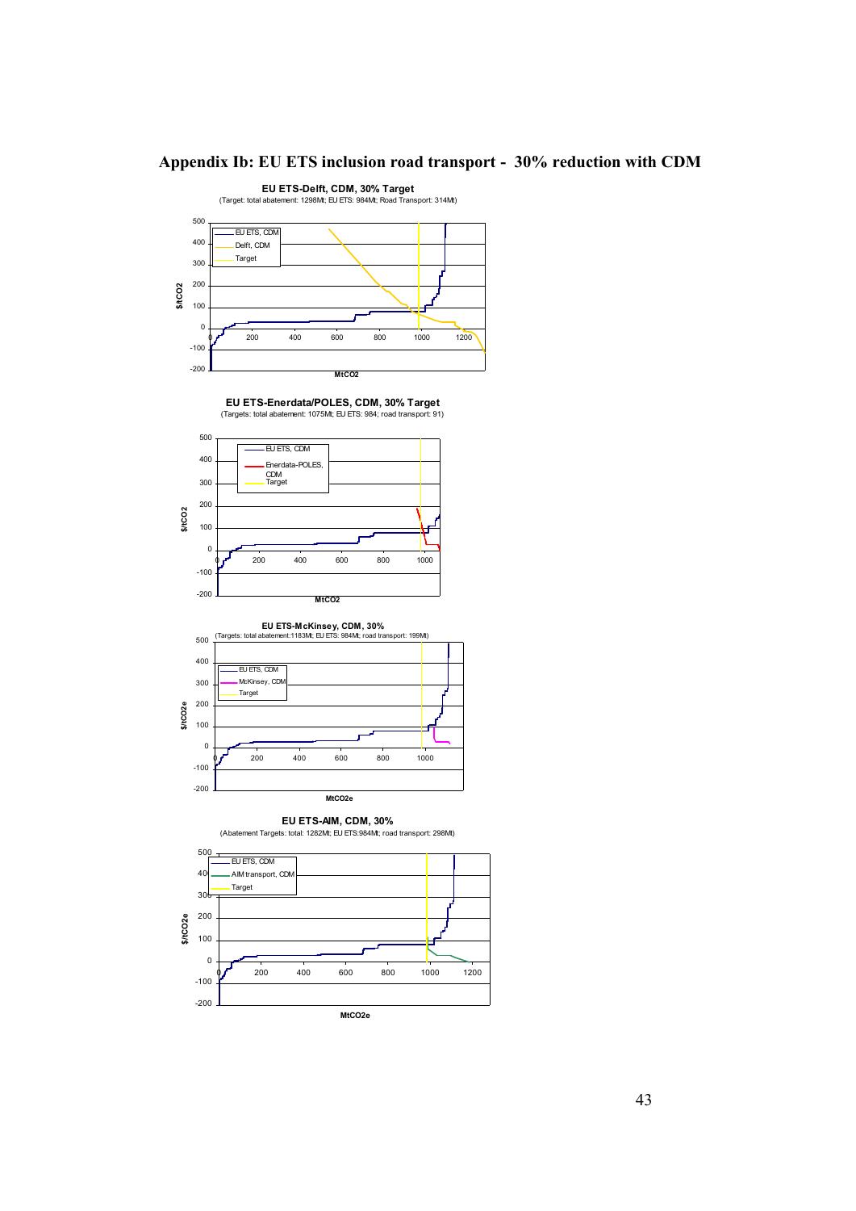# Appendix Ib: EU ETS inclusion road transport - 30% reduction with CDM

**EU ETS-Delft, CDM, 30% Target**

(Target: total abatement: 1298Mt; EU ETS: 984Mt; Road Transport: 314Mt)

**EU ETS-Enerdata/POLES, CDM, 30% Target**

(Targets: total abatement: 1075Mt; EU ETS: 984; road transport: 91)

**EU ETS-McKinsey, CDM, 30%**

(Targets: total abatement:1183Mt; EU ETS: 984Mt; road transport: 199Mt)

**EU ETS-AIM, CDM, 30%**

(Abatement Targets: total: 1282Mt; EU ETS:984Mt; road transport: 298Mt)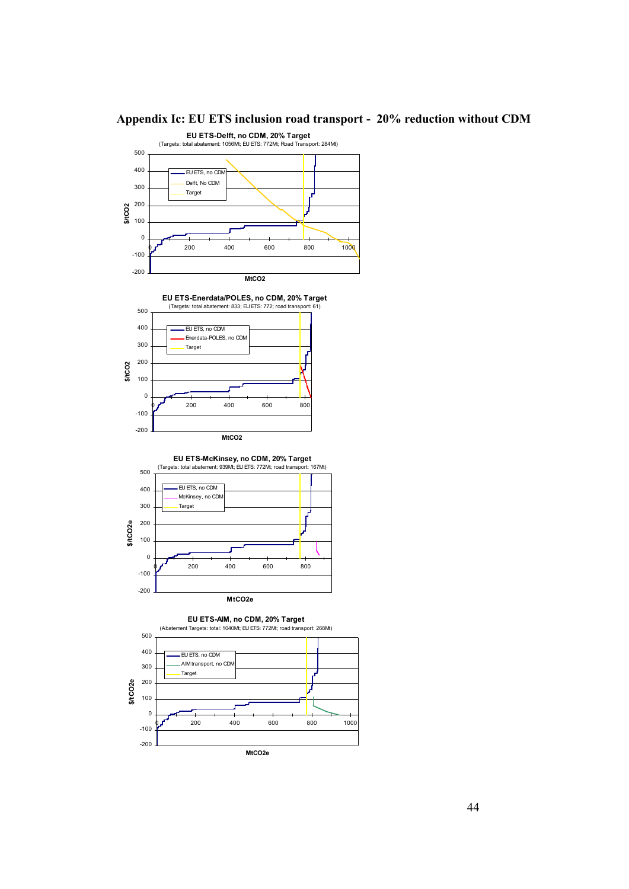# Appendix Ic: EU ETS inclusion road transport - 20% reduction without CDM

**EU ETS-Delft, no CDM, 20% Target**

(Targets: total abatement: 1056Mt; EU ETS: 772Mt; Road Transport: 284Mt)

**EU ETS-Enerdata/POLES, no CDM, 20% Target**

(Targets: total abatement: 833; EU ETS: 772; road transport: 61)

**EU ETS-McKinsey, no CDM, 20% Target**

(Targets: total abatement: 939Mt; EU ETS: 772Mt; road transport: 167Mt)

**EU ETS-AIM, no CDM, 20% Target**

(Abatement Targets: total: 1040Mt; EU ETS: 772Mt; road transport: 268Mt)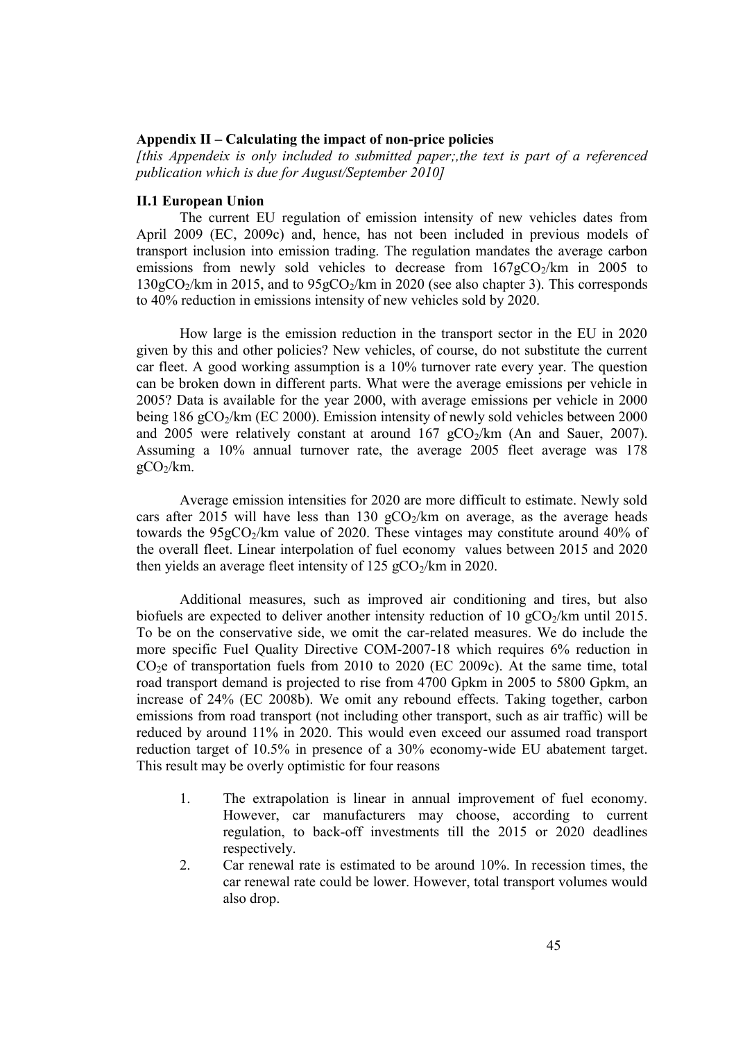## Appendix II – Calculating the impact of non-price policies

*[this Appendeix is only included to submitted paper;,the text is part of a referenced publication which is due for August/September 2010]*

### II.1 European Union

The current EU regulation of emission intensity of new vehicles dates from April 2009 (EC, 2009c) and, hence, has not been included in previous models of transport inclusion into emission trading. The regulation mandates the average carbon emissions from newly sold vehicles to decrease from $167gCO_2/km$ in 2005 to $130gCO_2/km$ in 2015, and to $95gCO_2/km$ in 2020 (see also chapter 3). This corresponds to 40% reduction in emissions intensity of new vehicles sold by 2020.

How large is the emission reduction in the transport sector in the EU in 2020 given by this and other policies? New vehicles, of course, do not substitute the current car fleet. A good working assumption is a 10% turnover rate every year. The question can be broken down in different parts. What were the average emissions per vehicle in 2005? Data is available for the year 2000, with average emissions per vehicle in 2000 being 186 $gCO_2/km$ (EC 2000). Emission intensity of newly sold vehicles between 2000 and 2005 were relatively constant at around 167 $gCO_2/km$ (An and Sauer, 2007). Assuming a 10% annual turnover rate, the average 2005 fleet average was 178 $gCO_2/km$.

Average emission intensities for 2020 are more difficult to estimate. Newly sold cars after 2015 will have less than 130 $gCO_2/km$ on average, as the average heads towards the $95gCO_2/km$ value of 2020. These vintages may constitute around 40% of the overall fleet. Linear interpolation of fuel economy values between 2015 and 2020 then yields an average fleet intensity of 125 $gCO_2/km$ in 2020.

Additional measures, such as improved air conditioning and tires, but also biofuels are expected to deliver another intensity reduction of 10 $gCO_2/km$ until 2015. To be on the conservative side, we omit the car-related measures. We do include the more specific Fuel Quality Directive COM-2007-18 which requires 6% reduction in $CO_2e$ of transportation fuels from 2010 to 2020 (EC 2009c). At the same time, total road transport demand is projected to rise from 4700 Gpkm in 2005 to 5800 Gpkm, an increase of 24% (EC 2008b). We omit any rebound effects. Taking together, carbon emissions from road transport (not including other transport, such as air traffic) will be reduced by around 11% in 2020. This would even exceed our assumed road transport reduction target of 10.5% in presence of a 30% economy-wide EU abatement target. This result may be overly optimistic for four reasons

1. The extrapolation is linear in annual improvement of fuel economy. However, car manufacturers may choose, according to current regulation, to back-off investments till the 2015 or 2020 deadlines respectively.
2. Car renewal rate is estimated to be around 10%. In recession times, the car renewal rate could be lower. However, total transport volumes would also drop.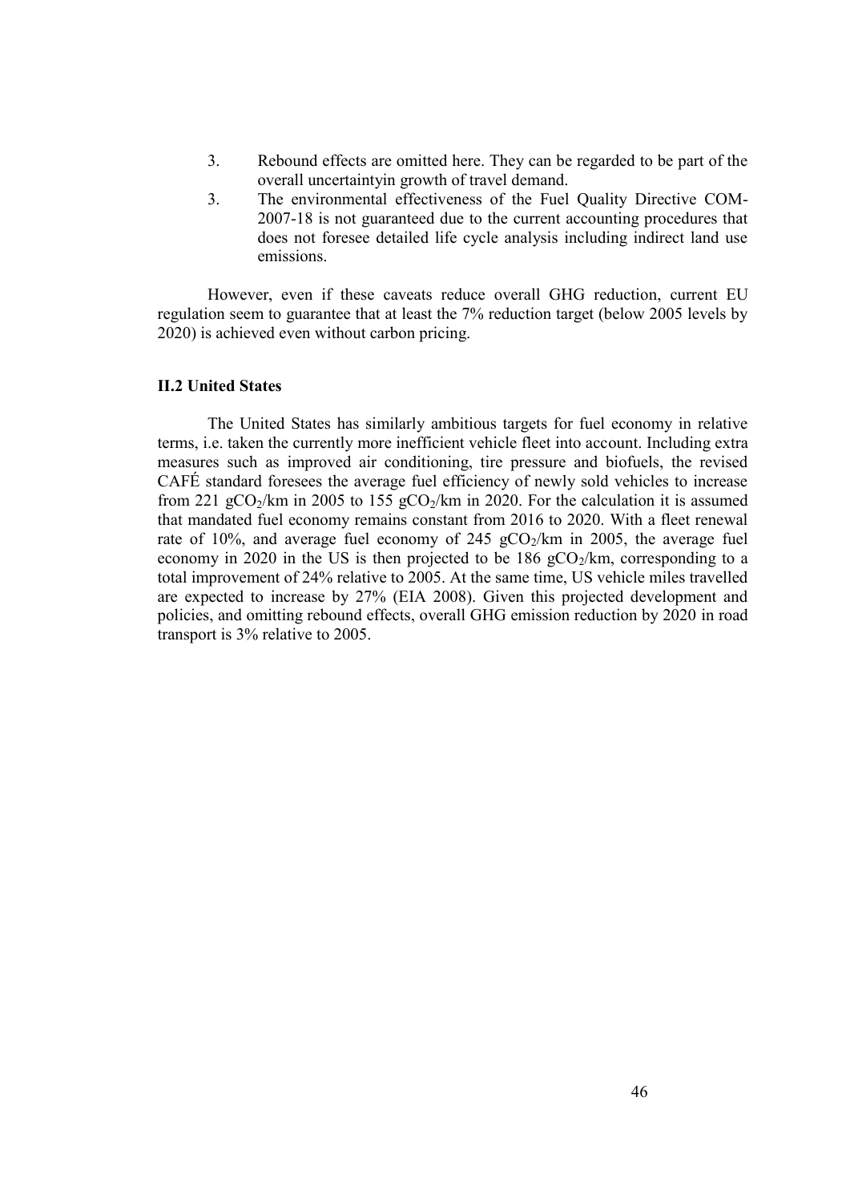3. Rebound effects are omitted here. They can be regarded to be part of the overall uncertaintyin growth of travel demand.
3. The environmental effectiveness of the Fuel Quality Directive COM-2007-18 is not guaranteed due to the current accounting procedures that does not foresee detailed life cycle analysis including indirect land use emissions.

However, even if these caveats reduce overall GHG reduction, current EU regulation seem to guarantee that at least the 7% reduction target (below 2005 levels by 2020) is achieved even without carbon pricing.

**II.2 United States**

The United States has similarly ambitious targets for fuel economy in relative terms, i.e. taken the currently more inefficient vehicle fleet into account. Including extra measures such as improved air conditioning, tire pressure and biofuels, the revised CAFÉ standard foresees the average fuel efficiency of newly sold vehicles to increase from 221 $gCO_2$/km in 2005 to 155 $gCO_2$/km in 2020. For the calculation it is assumed that mandated fuel economy remains constant from 2016 to 2020. With a fleet renewal rate of 10%, and average fuel economy of 245 $gCO_2$/km in 2005, the average fuel economy in 2020 in the US is then projected to be 186 $gCO_2$/km, corresponding to a total improvement of 24% relative to 2005. At the same time, US vehicle miles travelled are expected to increase by 27% (EIA 2008). Given this projected development and policies, and omitting rebound effects, overall GHG emission reduction by 2020 in road transport is 3% relative to 2005.